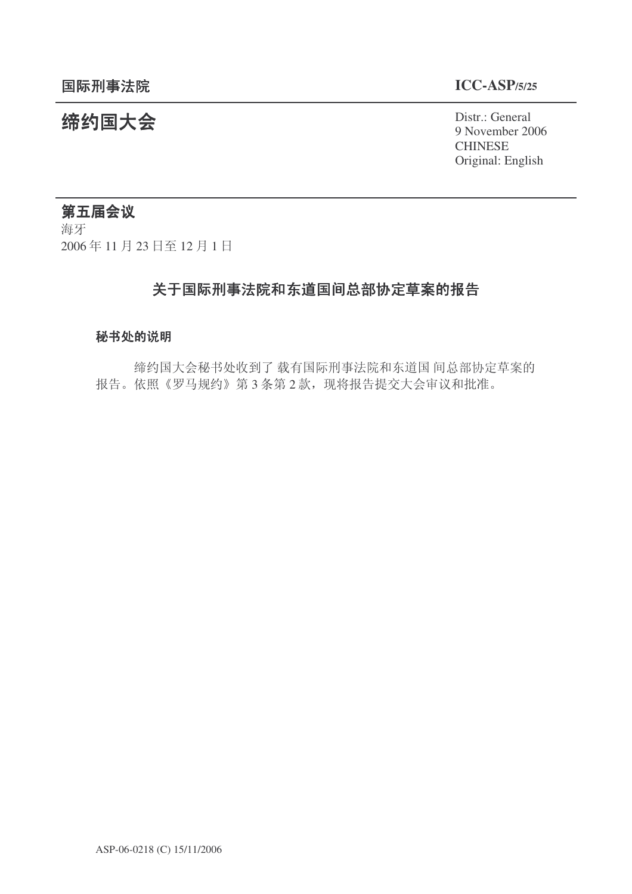国际刑事法院 **ICC-ASP/5/25**

# 缔约国大会

Distr.: General
9 November 2006
CHINESE
Original: English

**第五届会议**
海牙
2006 年 11 月 23 日至 12 月 1 日

## 关于国际刑事法院和东道国间总部协定草案的报告

### 秘书处的说明

缔约国大会秘书处收到了载有国际刑事法院和东道国间总部协定草案的报告。依照《罗马规约》第 3 条第 2 款，现将报告提交大会审议和批准。

ASP-06-0218 (C) 15/11/2006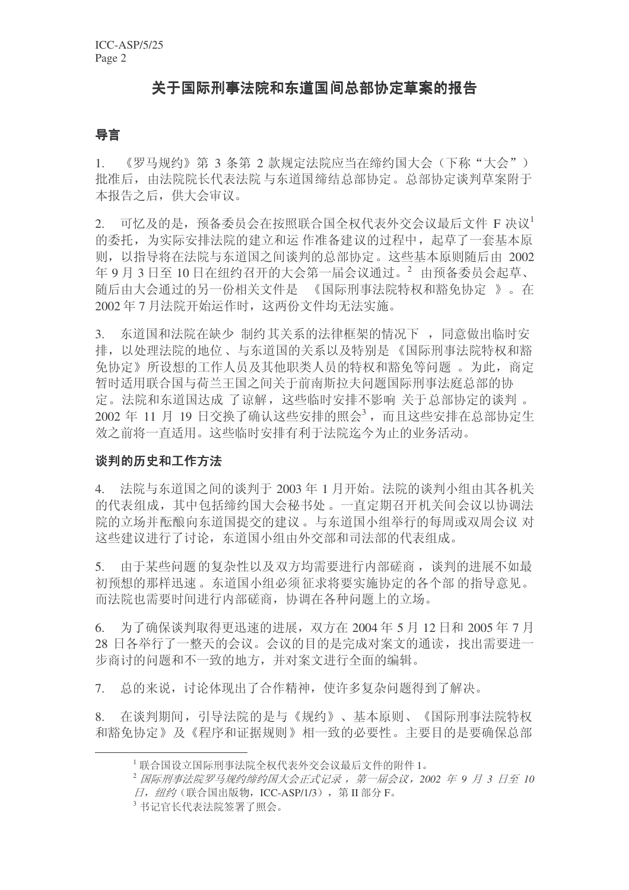# 关于国际刑事法院和东道国间总部协定草案的报告

## 导言

1. 《罗马规约》第 3 条第 2 款规定法院应当在缔约国大会（下称“大会”）批准后，由法院院长代表法院与东道国缔结总部协定。总部协定谈判草案附于本报告之后，供大会审议。

2. 可忆及的是，预备委员会在按照联合国全权代表外交会议最后文件 F 决议[1]的委托，为实际安排法院的建立和运作准备建议的过程中，起草了一套基本原则，以指导将在法院与东道国之间谈判的总部协定。这些基本原则随后由 2002 年 9 月 3 日至 10 日在纽约召开的大会第一届会议通过。[2] 由预备委员会起草、随后由大会通过的另一份相关文件是《国际刑事法院特权和豁免协定》。在 2002 年 7 月法院开始运作时，这两份文件均无法实施。

3. 东道国和法院在缺少制约其关系的法律框架的情况下，同意做出临时安排，以处理法院的地位、与东道国的关系以及特别是《国际刑事法院特权和豁免协定》所设想的工作人员及其他职类人员的特权和豁免等问题。为此，商定暂时适用联合国与荷兰王国之间关于前南斯拉夫问题国际刑事法庭总部的协定。法院和东道国达成了谅解，这些临时安排不影响关于总部协定的谈判。2002 年 11 月 19 日交换了确认这些安排的照会[3]，而且这些安排在总部协定生效之前将一直适用。这些临时安排有利于法院迄今为止的业务活动。

## 谈判的历史和工作方法

4. 法院与东道国之间的谈判于 2003 年 1 月开始。法院的谈判小组由其各机关的代表组成，其中包括缔约国大会秘书处。一直定期召开机关间会议以协调法院的立场并酝酿向东道国提交的建议。与东道国小组举行的每周或双周会议对这些建议进行了讨论，东道国小组由外交部和司法部的代表组成。

5. 由于某些问题的复杂性以及双方均需要进行内部磋商，谈判的进展不如最初预想的那样迅速。东道国小组必须征求将要实施协定的各个部的指导意见。而法院也需要时间进行内部磋商，协调在各种问题上的立场。

6. 为了确保谈判取得更迅速的进展，双方在 2004 年 5 月 12 日和 2005 年 7 月 28 日各举行了一整天的会议。会议的目的是完成对案文的通读，找出需要进一步商讨的问题和不一致的地方，并对案文进行全面的编辑。

7. 总的来说，讨论体现出了合作精神，使许多复杂问题得到了解决。

8. 在谈判期间，引导法院的是与《规约》、基本原则、《国际刑事法院特权和豁免协定》及《程序和证据规则》相一致的必要性。主要目的是要确保总部

---

[1] 联合国设立国际刑事法院全权代表外交会议最后文件的附件 1。

[2] *国际刑事法院罗马规约缔约国大会正式记录，第一届会议，2002 年 9 月 3 日至 10 日，纽约*（联合国出版物，ICC-ASP/1/3），第 II 部分 F。

[3] 书记官长代表法院签署了照会。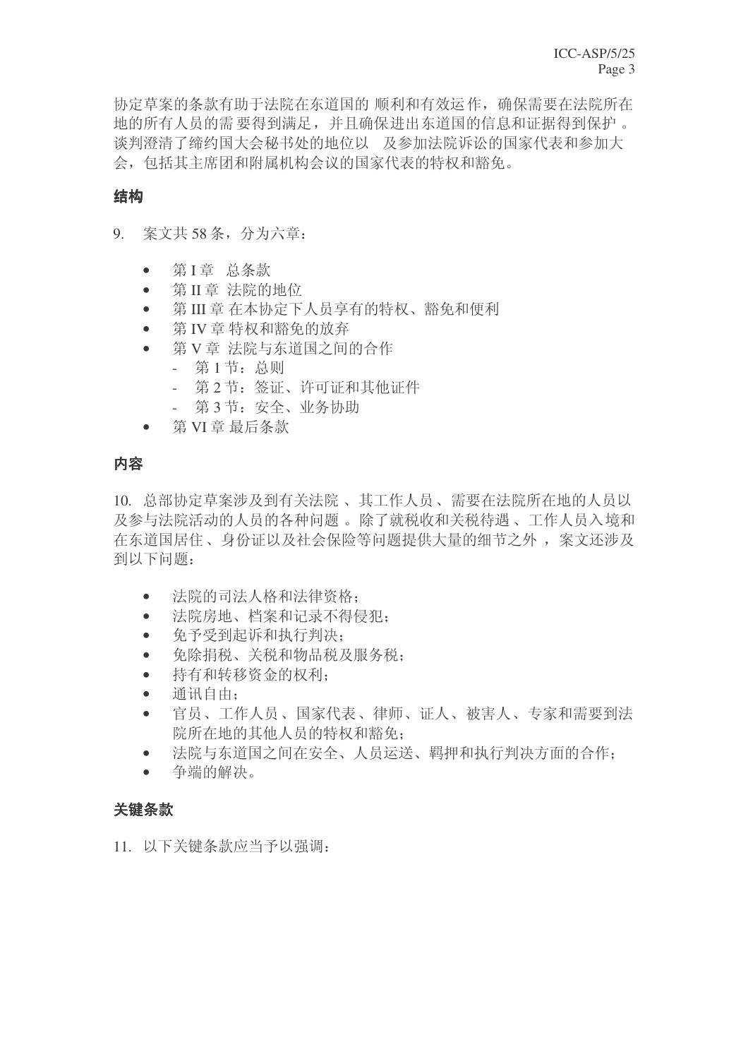协定草案的条款有助于法院在东道国的顺利和有效运作，确保需要在法院所在地的所有人员的需要得到满足，并且确保进出东道国的信息和证据得到保护。谈判澄清了缔约国大会秘书处的地位以及参加法院诉讼的国家代表和参加大会，包括其主席团和附属机构会议的国家代表的特权和豁免。

### 结构

9. 案文共 58 条，分为六章：

- 第 I 章 总条款
- 第 II 章 法院的地位
- 第 III 章 在本协定下人员享有的特权、豁免和便利
- 第 IV 章 特权和豁免的放弃
- 第 V 章 法院与东道国之间的合作
  - 第 1 节：总则
  - 第 2 节：签证、许可证和其他证件
  - 第 3 节：安全、业务协助
- 第 VI 章 最后条款

### 内容

10. 总部协定草案涉及到有关法院、其工作人员、需要在法院所在地的人员以及参与法院活动的人员的各种问题。除了就税收和关税待遇、工作人员入境和在东道国居住、身份证以及社会保险等问题提供大量的细节之外，案文还涉及到以下问题：

- 法院的司法人格和法律资格；
- 法院房地、档案和记录不得侵犯；
- 免予受到起诉和执行判决；
- 免除捐税、关税和物品税及服务税；
- 持有和转移资金的权利；
- 通讯自由；
- 官员、工作人员、国家代表、律师、证人、被害人、专家和需要到法院所在地的其他人员的特权和豁免；
- 法院与东道国之间在安全、人员运送、羁押和执行判决方面的合作；
- 争端的解决。

### 关键条款

11. 以下关键条款应当予以强调：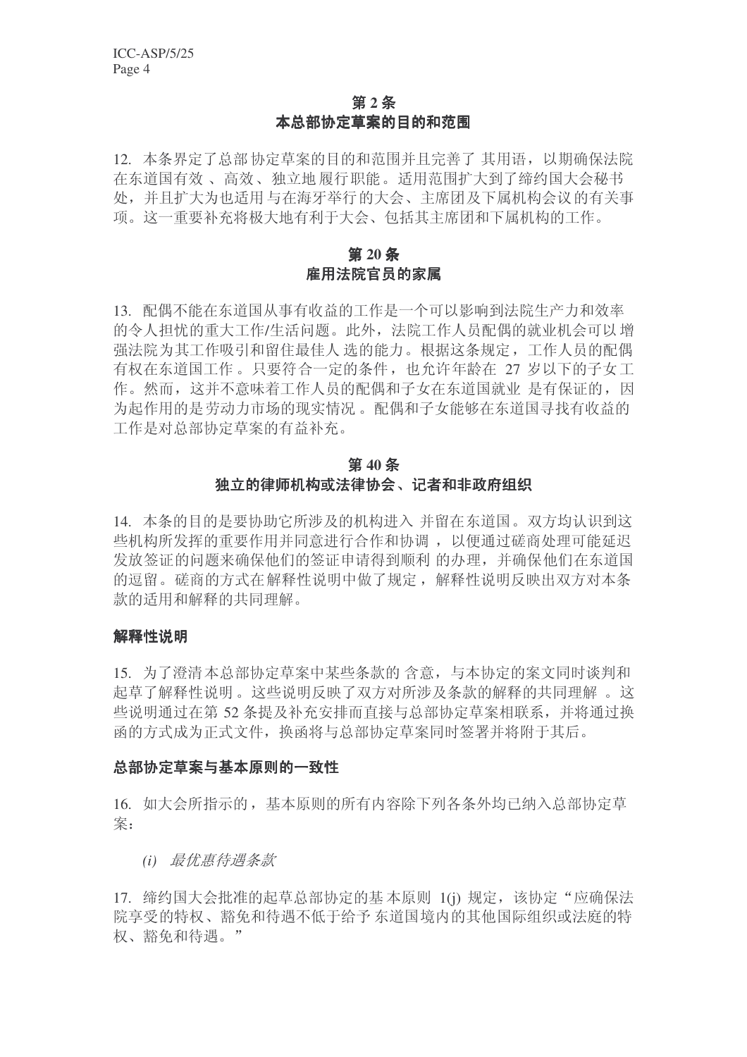## 第 2 条
## 本总部协定草案的目的和范围

12. 本条界定了总部协定草案的目的和范围并且完善了其用语，以期确保法院在东道国有效、高效、独立地履行职能。适用范围扩大到了缔约国大会秘书处，并且扩大为也适用与在海牙举行的大会、主席团及下属机构会议的有关事项。这一重要补充将极大地有利于大会、包括其主席团和下属机构的工作。

## 第 20 条
## 雇用法院官员的家属

13. 配偶不能在东道国从事有收益的工作是一个可以影响到法院生产力和效率的令人担忧的重大工作/生活问题。此外，法院工作人员配偶的就业机会可以增强法院为其工作吸引和留住最佳人选的能力。根据这条规定，工作人员的配偶有权在东道国工作。只要符合一定的条件，也允许年龄在 27 岁以下的子女工作。然而，这并不意味着工作人员的配偶和子女在东道国就业是有保证的，因为起作用的是劳动力市场的现实情况。配偶和子女能够在东道国寻找有收益的工作是对总部协定草案的有益补充。

## 第 40 条
## 独立的律师机构或法律协会、记者和非政府组织

14. 本条的目的是要协助它所涉及的机构进入并留在东道国。双方均认识到这些机构所发挥的重要作用并同意进行合作和协调，以便通过磋商处理可能延迟发放签证的问题来确保他们的签证申请得到顺利的办理，并确保他们在东道国的逗留。磋商的方式在解释性说明中做了规定，解释性说明反映出双方对本条款的适用和解释的共同理解。

### 解释性说明

15. 为了澄清本总部协定草案中某些条款的含意，与本协定的案文同时谈判和起草了解释性说明。这些说明反映了双方对所涉及条款的解释的共同理解。这些说明通过在第 52 条提及补充安排而直接与总部协定草案相联系，并将通过换函的方式成为正式文件，换函将与总部协定草案同时签署并将附于其后。

### 总部协定草案与基本原则的一致性

16. 如大会所指示的，基本原则的所有内容除下列各条外均已纳入总部协定草案：

*(i) 最优惠待遇条款*

17. 缔约国大会批准的起草总部协定的基本原则 1(j) 规定，该协定“应确保法院享受的特权、豁免和待遇不低于给予东道国境内的其他国际组织或法庭的特权、豁免和待遇。”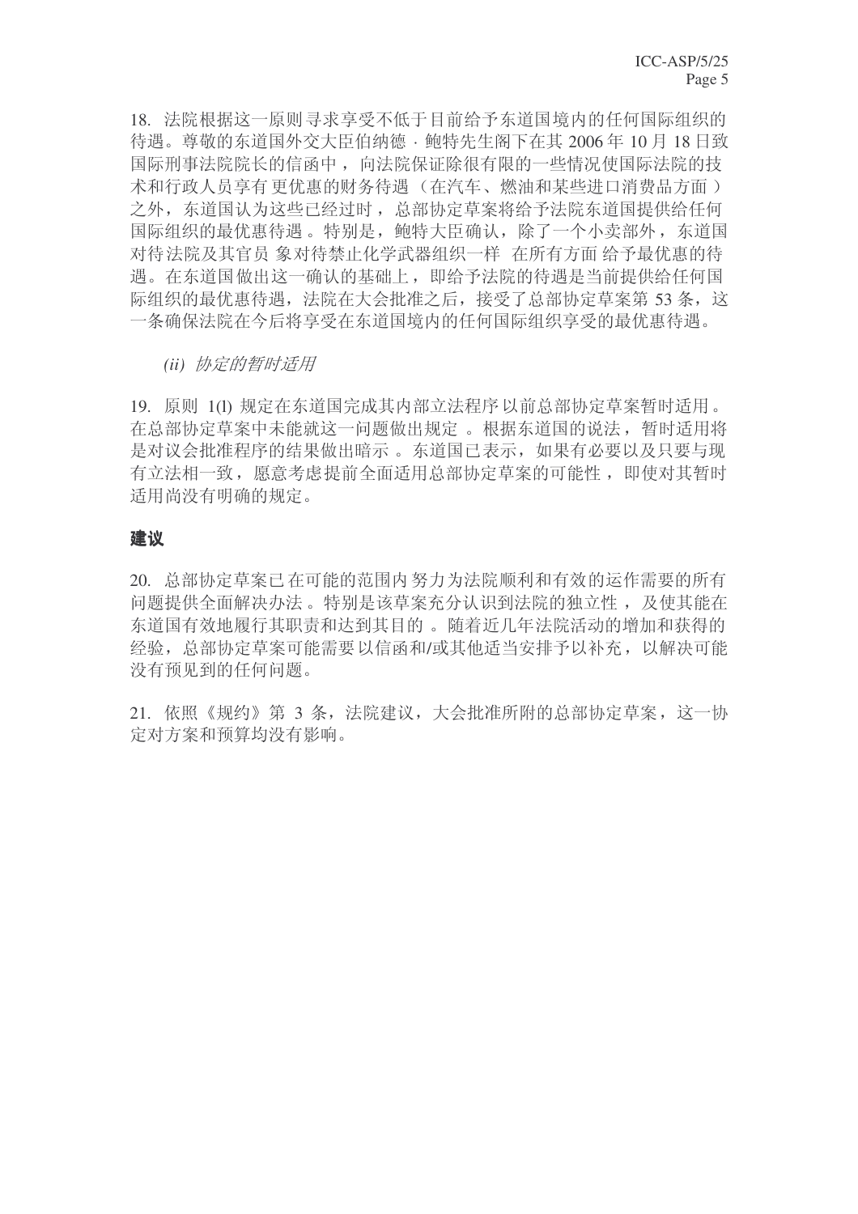18. 法院根据这一原则寻求享受不低于目前给予东道国境内的任何国际组织的待遇。尊敬的东道国外交大臣伯纳德 · 鲍特先生阁下在其 2006 年 10 月 18 日致国际刑事法院院长的信函中，向法院保证除很有限的一些情况使国际法院的技术和行政人员享有更优惠的财务待遇（在汽车、燃油和某些进口消费品方面）之外，东道国认为这些已经过时，总部协定草案将给予法院东道国提供给任何国际组织的最优惠待遇。特别是，鲍特大臣确认，除了一个小卖部外，东道国对待法院及其官员象对待禁止化学武器组织一样在所有方面给予最优惠的待遇。在东道国做出这一确认的基础上，即给予法院的待遇是当前提供给任何国际组织的最优惠待遇，法院在大会批准之后，接受了总部协定草案第 53 条，这一条确保法院在今后将享受在东道国境内的任何国际组织享受的最优惠待遇。

*(ii) 协定的暂时适用*

19. 原则 1(l) 规定在东道国完成其内部立法程序以前总部协定草案暂时适用。在总部协定草案中未能就这一问题做出规定。根据东道国的说法，暂时适用将是对议会批准程序的结果做出暗示。东道国已表示，如果有必要以及只要与现有立法相一致，愿意考虑提前全面适用总部协定草案的可能性，即使对其暂时适用尚没有明确的规定。

## 建议

20. 总部协定草案已在可能的范围内努力为法院顺利和有效的运作需要的所有问题提供全面解决办法。特别是该草案充分认识到法院的独立性，及使其能在东道国有效地履行其职责和达到其目的。随着近几年法院活动的增加和获得的经验，总部协定草案可能需要以信函和/或其他适当安排予以补充，以解决可能没有预见到的任何问题。

21. 依照《规约》第 3 条，法院建议，大会批准所附的总部协定草案，这一协定对方案和预算均没有影响。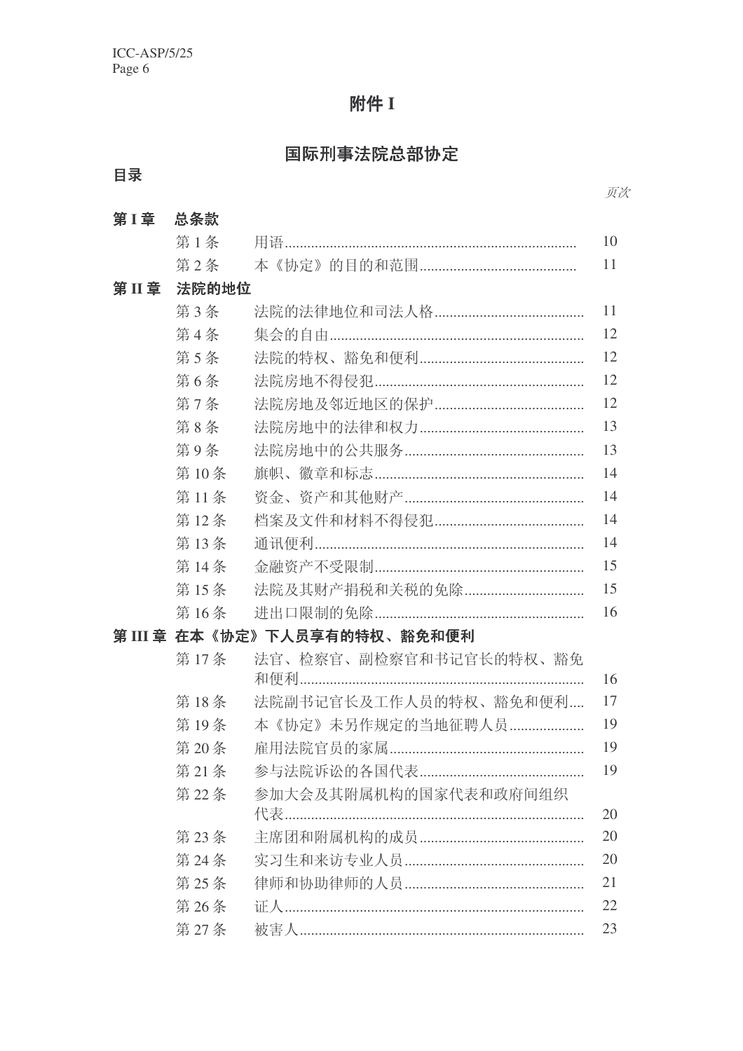# 附件 I

## 国际刑事法院总部协定

**目录**

| | | | *页次* |
|---|---|---|---|
| **第 I 章** | **总条款** | | |
| | 第 1 条 | 用语 | 10 |
| | 第 2 条 | 本《协定》的目的和范围 | 11 |
| **第 II 章** | **法院的地位** | | |
| | 第 3 条 | 法院的法律地位和司法人格 | 11 |
| | 第 4 条 | 集会的自由 | 12 |
| | 第 5 条 | 法院的特权、豁免和便利 | 12 |
| | 第 6 条 | 法院房地不得侵犯 | 12 |
| | 第 7 条 | 法院房地及邻近地区的保护 | 12 |
| | 第 8 条 | 法院房地中的法律和权力 | 13 |
| | 第 9 条 | 法院房地中的公共服务 | 13 |
| | 第 10 条 | 旗帜、徽章和标志 | 14 |
| | 第 11 条 | 资金、资产和其他财产 | 14 |
| | 第 12 条 | 档案及文件和材料不得侵犯 | 14 |
| | 第 13 条 | 通讯便利 | 14 |
| | 第 14 条 | 金融资产不受限制 | 15 |
| | 第 15 条 | 法院及其财产捐税和关税的免除 | 15 |
| | 第 16 条 | 进出口限制的免除 | 16 |
| **第 III 章** | **在本《协定》下人员享有的特权、豁免和便利** | | |
| | 第 17 条 | 法官、检察官、副检察官和书记官长的特权、豁免和便利 | 16 |
| | 第 18 条 | 法院副书记官长及工作人员的特权、豁免和便利 | 17 |
| | 第 19 条 | 本《协定》未另作规定的当地征聘人员 | 19 |
| | 第 20 条 | 雇用法院官员的家属 | 19 |
| | 第 21 条 | 参与法院诉讼的各国代表 | 19 |
| | 第 22 条 | 参加大会及其附属机构的国家代表和政府间组织代表 | 20 |
| | 第 23 条 | 主席团和附属机构的成员 | 20 |
| | 第 24 条 | 实习生和来访专业人员 | 20 |
| | 第 25 条 | 律师和协助律师的人员 | 21 |
| | 第 26 条 | 证人 | 22 |
| | 第 27 条 | 被害人 | 23 |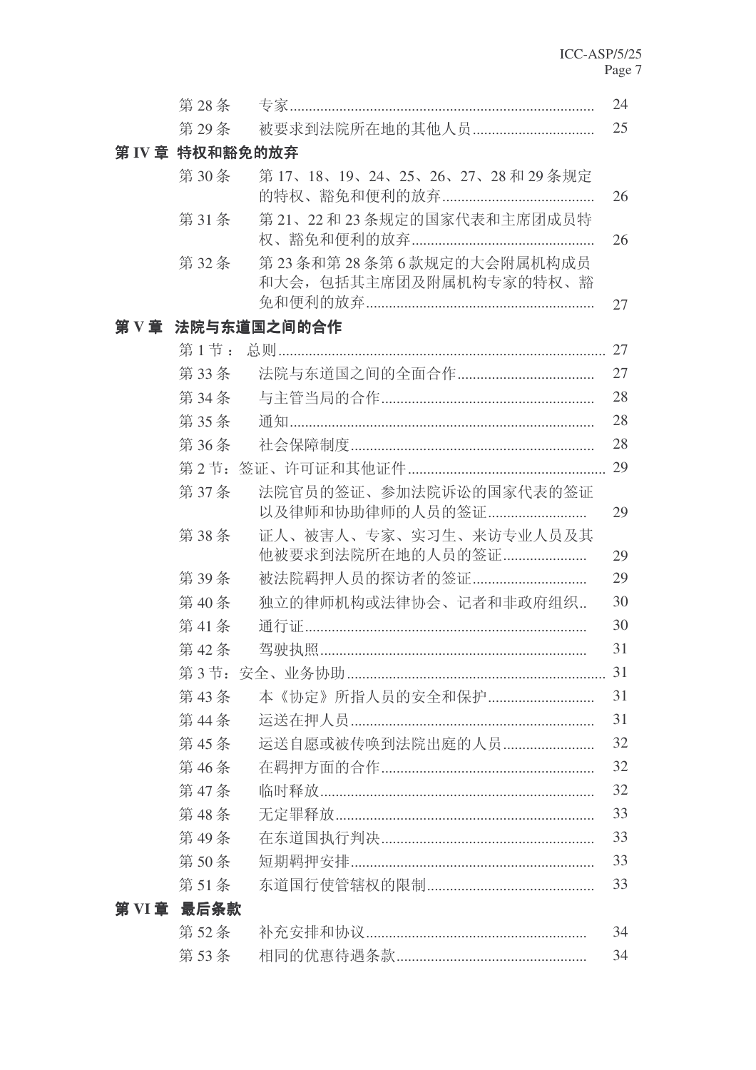| | | |
|---|---|---|
| 第 28 条 | 专家 | 24 |
| 第 29 条 | 被要求到法院所在地的其他人员 | 25 |

**第 IV 章 特权和豁免的放弃**

| | | |
|---|---|---|
| 第 30 条 | 第 17、18、19、24、25、26、27、28 和 29 条规定的特权、豁免和便利的放弃 | 26 |
| 第 31 条 | 第 21、22 和 23 条规定的国家代表和主席团成员特权、豁免和便利的放弃 | 26 |
| 第 32 条 | 第 23 条和第 28 条第 6 款规定的大会附属机构成员和大会，包括其主席团及附属机构专家的特权、豁免和便利的放弃 | 27 |

**第 V 章 法院与东道国之间的合作**

| | | |
|---|---|---|
| 第 1 节： | 总则 | 27 |
| 第 33 条 | 法院与东道国之间的全面合作 | 27 |
| 第 34 条 | 与主管当局的合作 | 28 |
| 第 35 条 | 通知 | 28 |
| 第 36 条 | 社会保障制度 | 28 |
| 第 2 节： | 签证、许可证和其他证件 | 29 |
| 第 37 条 | 法院官员的签证、参加法院诉讼的国家代表的签证以及律师和协助律师的人员的签证 | 29 |
| 第 38 条 | 证人、被害人、专家、实习生、来访专业人员及其他被要求到法院所在地的人员的签证 | 29 |
| 第 39 条 | 被法院羁押人员的探访者的签证 | 29 |
| 第 40 条 | 独立的律师机构或法律协会、记者和非政府组织 | 30 |
| 第 41 条 | 通行证 | 30 |
| 第 42 条 | 驾驶执照 | 31 |
| 第 3 节： | 安全、业务协助 | 31 |
| 第 43 条 | 本《协定》所指人员的安全和保护 | 31 |
| 第 44 条 | 运送在押人员 | 31 |
| 第 45 条 | 运送自愿或被传唤到法院出庭的人员 | 32 |
| 第 46 条 | 在羁押方面的合作 | 32 |
| 第 47 条 | 临时释放 | 32 |
| 第 48 条 | 无定罪释放 | 33 |
| 第 49 条 | 在东道国执行判决 | 33 |
| 第 50 条 | 短期羁押安排 | 33 |
| 第 51 条 | 东道国行使管辖权的限制 | 33 |

**第 VI 章 最后条款**

| | | |
|---|---|---|
| 第 52 条 | 补充安排和协议 | 34 |
| 第 53 条 | 相同的优惠待遇条款 | 34 |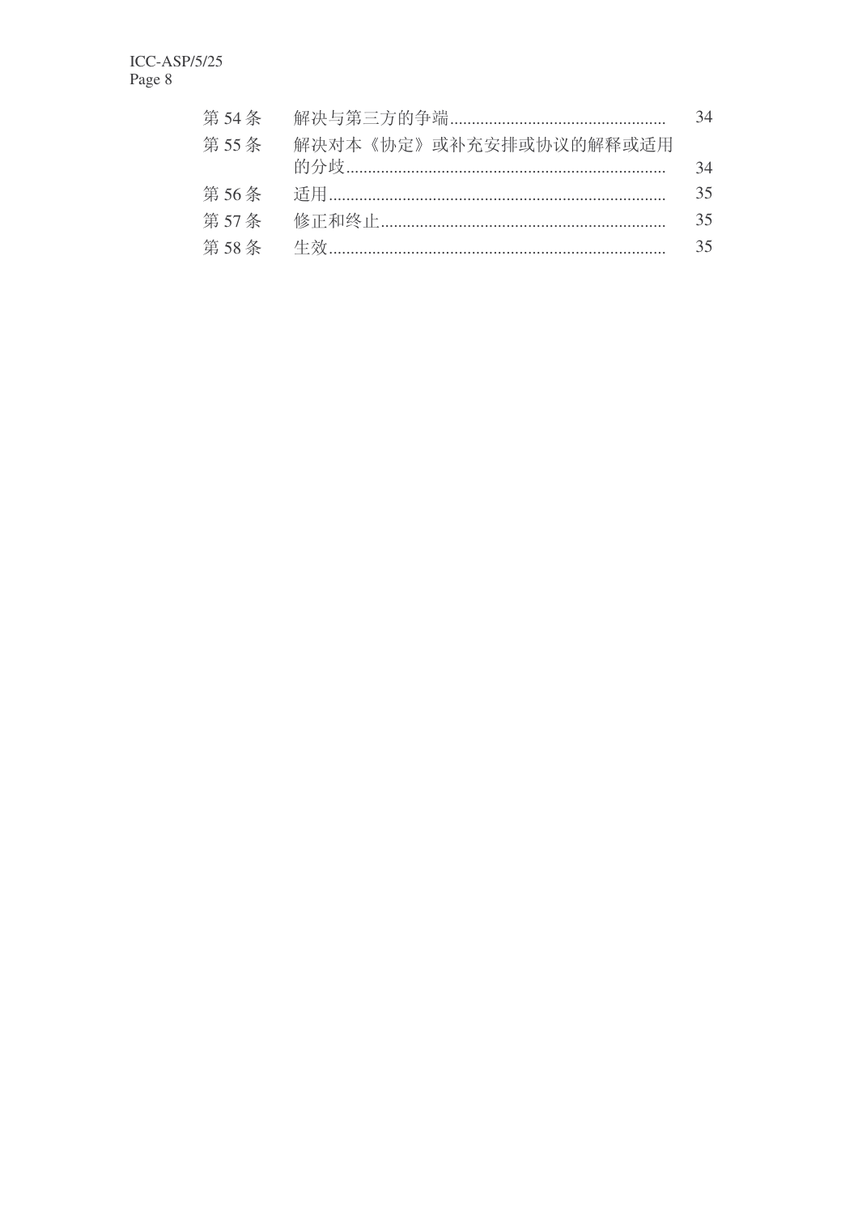| | | |
|---|---|---|
| 第 54 条 | 解决与第三方的争端 | 34 |
| 第 55 条 | 解决对本《协定》或补充安排或协议的解释或适用的分歧 | 34 |
| 第 56 条 | 适用 | 35 |
| 第 57 条 | 修正和终止 | 35 |
| 第 58 条 | 生效 | 35 |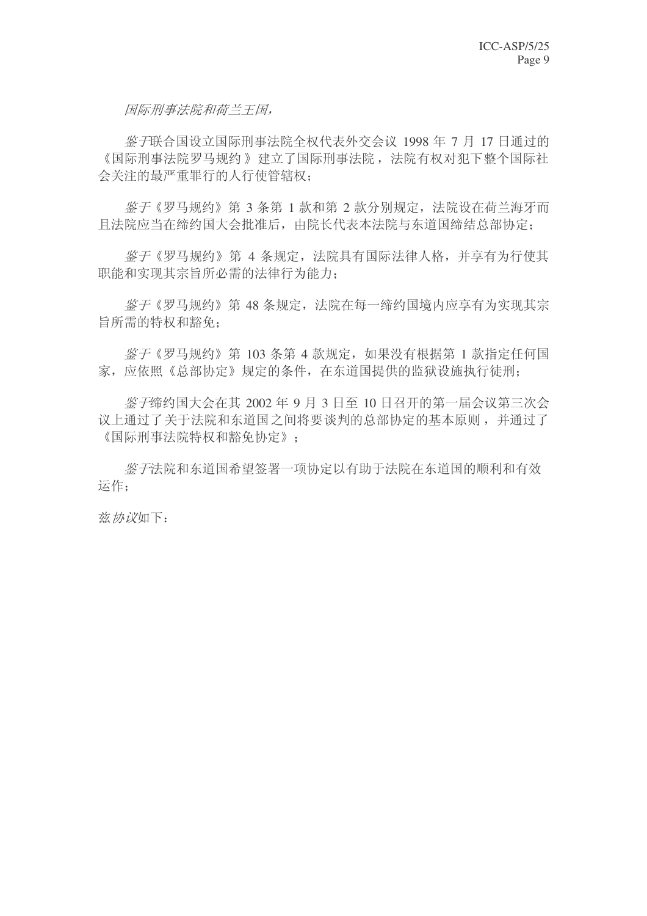*国际刑事法院和荷兰王国，*

*鉴于*联合国设立国际刑事法院全权代表外交会议 1998 年 7 月 17 日通过的《国际刑事法院罗马规约》建立了国际刑事法院，法院有权对犯下整个国际社会关注的最严重罪行的人行使管辖权；

*鉴于*《罗马规约》第 3 条第 1 款和第 2 款分别规定，法院设在荷兰海牙而且法院应当在缔约国大会批准后，由院长代表本法院与东道国缔结总部协定；

*鉴于*《罗马规约》第 4 条规定，法院具有国际法律人格，并享有为行使其职能和实现其宗旨所必需的法律行为能力；

*鉴于*《罗马规约》第 48 条规定，法院在每一缔约国境内应享有为实现其宗旨所需的特权和豁免；

*鉴于*《罗马规约》第 103 条第 4 款规定，如果没有根据第 1 款指定任何国家，应依照《总部协定》规定的条件，在东道国提供的监狱设施执行徒刑；

*鉴于*缔约国大会在其 2002 年 9 月 3 日至 10 日召开的第一届会议第三次会议上通过了关于法院和东道国之间将要谈判的总部协定的基本原则，并通过了《国际刑事法院特权和豁免协定》；

*鉴于*法院和东道国希望签署一项协定以有助于法院在东道国的顺利和有效运作；

兹*协议*如下：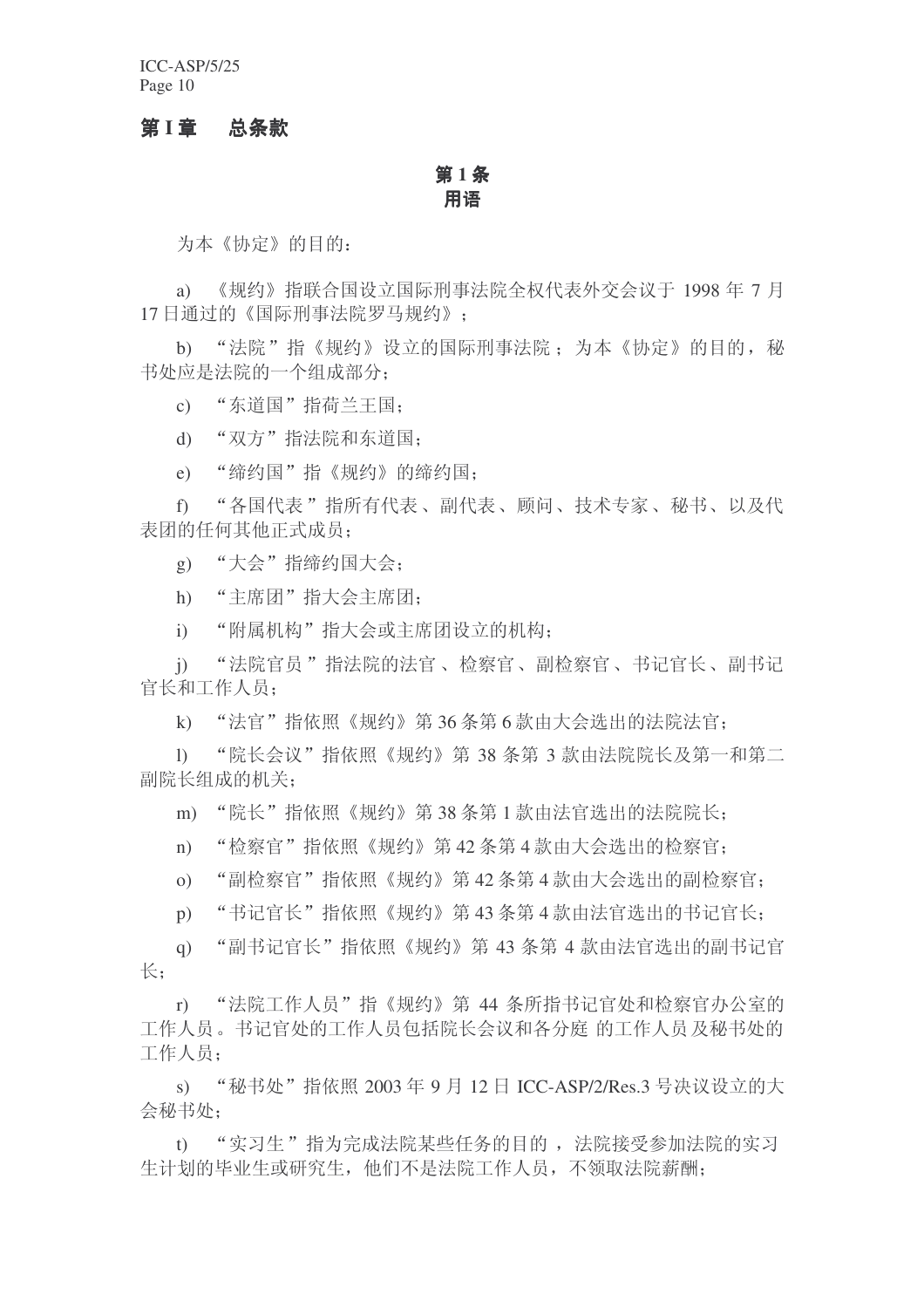## 第 I 章　总条款

### 第 1 条
### 用语

为本《协定》的目的：

a) 《规约》指联合国设立国际刑事法院全权代表外交会议于 1998 年 7 月 17 日通过的《国际刑事法院罗马规约》；

b) “法院”指《规约》设立的国际刑事法院；为本《协定》的目的，秘书处应是法院的一个组成部分；

c) “东道国”指荷兰王国；

d) “双方”指法院和东道国；

e) “缔约国”指《规约》的缔约国；

f) “各国代表”指所有代表、副代表、顾问、技术专家、秘书、以及代表团的任何其他正式成员；

g) “大会”指缔约国大会；

h) “主席团”指大会主席团；

i) “附属机构”指大会或主席团设立的机构；

j) “法院官员”指法院的法官、检察官、副检察官、书记官长、副书记官长和工作人员；

k) “法官”指依照《规约》第 36 条第 6 款由大会选出的法院法官；

l) “院长会议”指依照《规约》第 38 条第 3 款由法院院长及第一和第二副院长组成的机关；

m) “院长”指依照《规约》第 38 条第 1 款由法官选出的法院院长；

n) “检察官”指依照《规约》第 42 条第 4 款由大会选出的检察官；

o) “副检察官”指依照《规约》第 42 条第 4 款由大会选出的副检察官；

p) “书记官长”指依照《规约》第 43 条第 4 款由法官选出的书记官长；

q) “副书记官长”指依照《规约》第 43 条第 4 款由法官选出的副书记官长；

r) “法院工作人员”指《规约》第 44 条所指书记官处和检察官办公室的工作人员。书记官处的工作人员包括院长会议和各分庭 的工作人员及秘书处的工作人员；

s) “秘书处”指依照 2003 年 9 月 12 日 ICC-ASP/2/Res.3 号决议设立的大会秘书处；

t) “实习生”指为完成法院某些任务的目的，法院接受参加法院的实习生计划的毕业生或研究生，他们不是法院工作人员，不领取法院薪酬；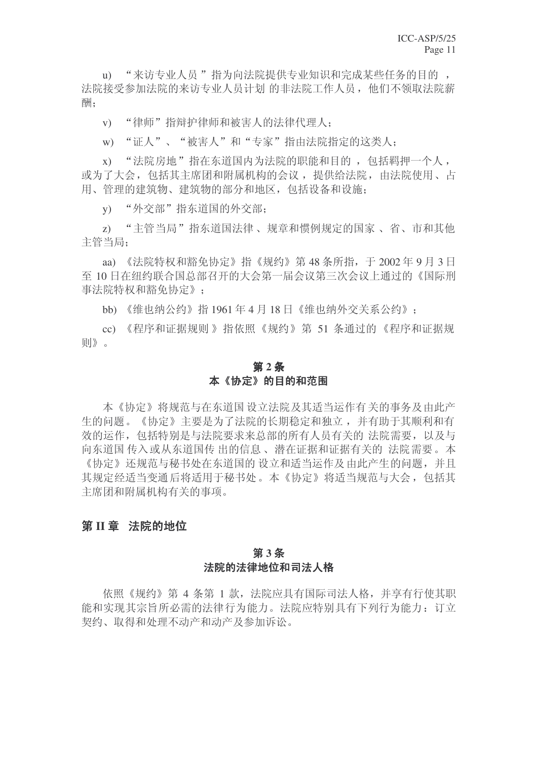u) “来访专业人员”指为向法院提供专业知识和完成某些任务的目的，法院接受参加法院的来访专业人员计划的非法院工作人员，他们不领取法院薪酬；

v) “律师”指辩护律师和被害人的法律代理人；

w) “证人”、“被害人”和“专家”指由法院指定的这类人；

x) “法院房地”指在东道国内为法院的职能和目的，包括羁押一个人，或为了大会，包括其主席团和附属机构的会议，提供给法院，由法院使用、占用、管理的建筑物、建筑物的部分和地区，包括设备和设施；

y) “外交部”指东道国的外交部；

z) “主管当局”指东道国法律、规章和惯例规定的国家、省、市和其他主管当局；

aa) 《法院特权和豁免协定》指《规约》第 48 条所指，于 2002 年 9 月 3 日至 10 日在纽约联合国总部召开的大会第一届会议第三次会议上通过的《国际刑事法院特权和豁免协定》；

bb) 《维也纳公约》指 1961 年 4 月 18 日《维也纳外交关系公约》；

cc) 《程序和证据规则》指依照《规约》第 51 条通过的《程序和证据规则》。

### 第 2 条
### 本《协定》的目的和范围

本《协定》将规范与在东道国设立法院及其适当运作有关的事务及由此产生的问题。《协定》主要是为了法院的长期稳定和独立，并有助于其顺利和有效的运作，包括特别是与法院要求来总部的所有人员有关的法院需要，以及与向东道国传入或从东道国传出的信息、潜在证据和证据有关的法院需要。本《协定》还规范与秘书处在东道国的设立和适当运作及由此产生的问题，并且其规定经适当变通后将适用于秘书处。本《协定》将适当规范与大会，包括其主席团和附属机构有关的事项。

## 第 II 章 法院的地位

### 第 3 条
### 法院的法律地位和司法人格

依照《规约》第 4 条第 1 款，法院应具有国际司法人格，并享有行使其职能和实现其宗旨所必需的法律行为能力。法院应特别具有下列行为能力：订立契约、取得和处理不动产和动产及参加诉讼。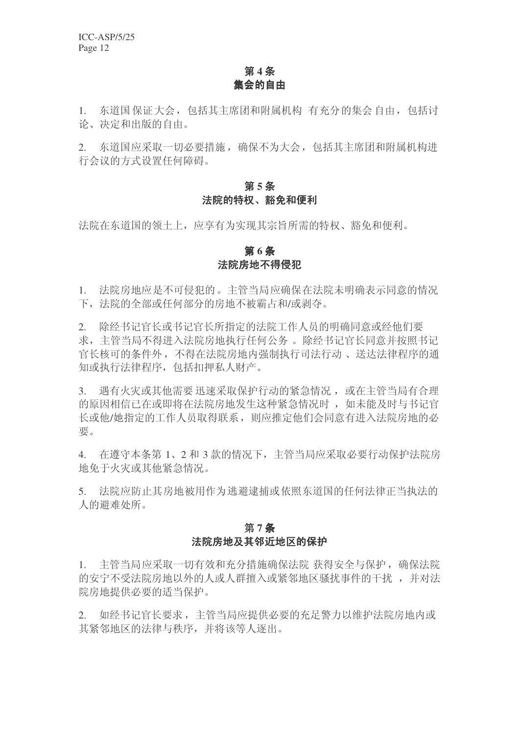### 第 4 条
### 集会的自由

1. 东道国保证大会，包括其主席团和附属机构有充分的集会自由，包括讨论、决定和出版的自由。

2. 东道国应采取一切必要措施，确保不为大会，包括其主席团和附属机构进行会议的方式设置任何障碍。

### 第 5 条
### 法院的特权、豁免和便利

法院在东道国的领土上，应享有为实现其宗旨所需的特权、豁免和便利。

### 第 6 条
### 法院房地不得侵犯

1. 法院房地应是不可侵犯的。主管当局应确保在法院未明确表示同意的情况下，法院的全部或任何部分的房地不被霸占和/或剥夺。

2. 除经书记官长或书记官长所指定的法院工作人员的明确同意或经他们要求，主管当局不得进入法院房地执行任何公务。除经书记官长同意并按照书记官长核可的条件外，不得在法院房地内强制执行司法行动、送达法律程序的通知或执行法律程序，包括扣押私人财产。

3. 遇有火灾或其他需要迅速采取保护行动的紧急情况，或在主管当局有合理的原因相信已在或即将在法院房地发生这种紧急情况时，如未能及时与书记官长或他/她指定的工作人员取得联系，则应推定他们会同意有进入法院房地的必要。

4. 在遵守本条第 1、2 和 3 款的情况下，主管当局应采取必要行动保护法院房地免于火灾或其他紧急情况。

5. 法院应防止其房地被用作为逃避逮捕或依照东道国的任何法律正当执法的人的避难处所。

### 第 7 条
### 法院房地及其邻近地区的保护

1. 主管当局应采取一切有效和充分措施确保法院获得安全与保护，确保法院的安宁不受法院房地以外的人或人群擅入或紧邻地区骚扰事件的干扰，并对法院房地提供必要的适当保护。

2. 如经书记官长要求，主管当局应提供必要的充足警力以维护法院房地内或其紧邻地区的法律与秩序，并将该等人逐出。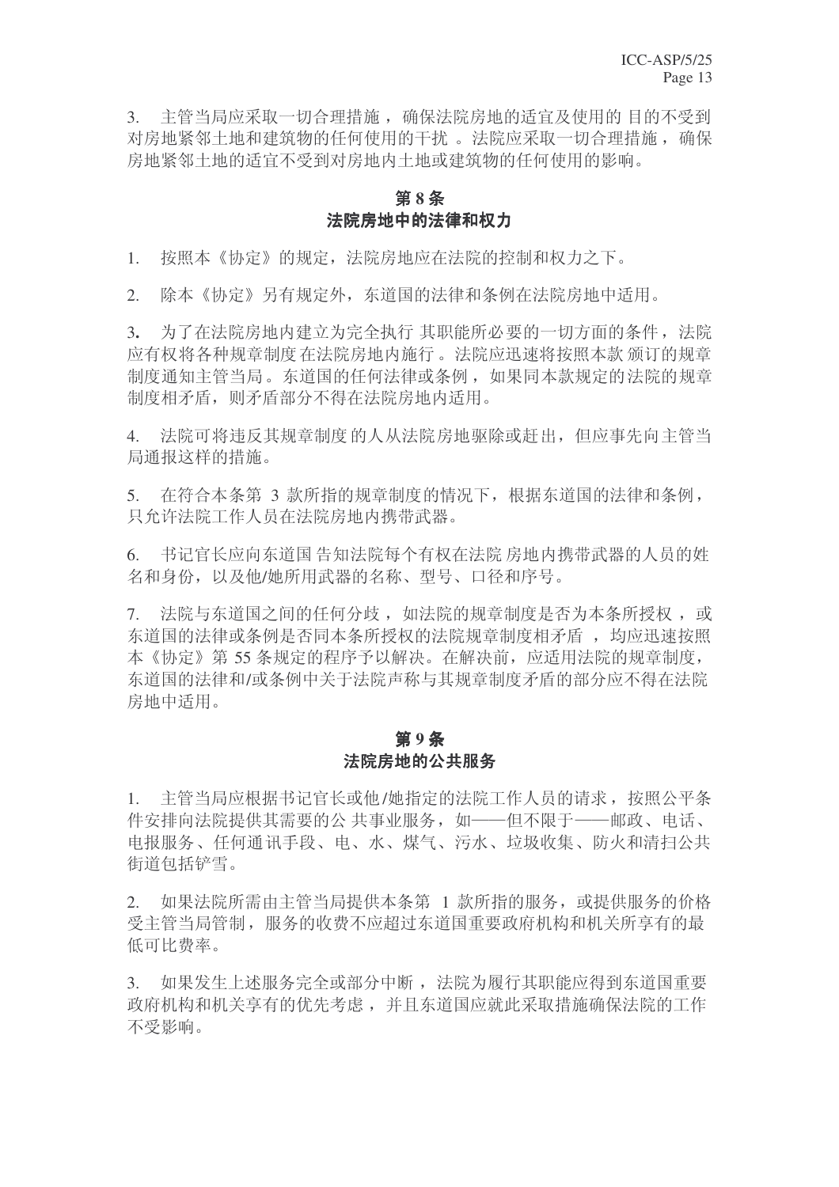3. 主管当局应采取一切合理措施，确保法院房地的适宜及使用的目的不受到对房地紧邻土地和建筑物的任何使用的干扰。法院应采取一切合理措施，确保房地紧邻土地的适宜不受到对房地内土地或建筑物的任何使用的影响。

## 第 8 条
## 法院房地中的法律和权力

1. 按照本《协定》的规定，法院房地应在法院的控制和权力之下。

2. 除本《协定》另有规定外，东道国的法律和条例在法院房地中适用。

3. 为了在法院房地内建立为完全执行其职能所必要的一切方面的条件，法院应有权将各种规章制度在法院房地内施行。法院应迅速将按照本款颁订的规章制度通知主管当局。东道国的任何法律或条例，如果同本款规定的法院的规章制度相矛盾，则矛盾部分不得在法院房地内适用。

4. 法院可将违反其规章制度的人从法院房地驱除或赶出，但应事先向主管当局通报这样的措施。

5. 在符合本条第 3 款所指的规章制度的情况下，根据东道国的法律和条例，只允许法院工作人员在法院房地内携带武器。

6. 书记官长应向东道国告知法院每个有权在法院房地内携带武器的人员的姓名和身份，以及他/她所用武器的名称、型号、口径和序号。

7. 法院与东道国之间的任何分歧，如法院的规章制度是否为本条所授权，或东道国的法律或条例是否同本条所授权的法院规章制度相矛盾，均应迅速按照本《协定》第 55 条规定的程序予以解决。在解决前，应适用法院的规章制度，东道国的法律和/或条例中关于法院声称与其规章制度矛盾的部分应不得在法院房地中适用。

## 第 9 条
## 法院房地的公共服务

1. 主管当局应根据书记官长或他/她指定的法院工作人员的请求，按照公平条件安排向法院提供其需要的公共事业服务，如——但不限于——邮政、电话、电报服务、任何通讯手段、电、水、煤气、污水、垃圾收集、防火和清扫公共街道包括铲雪。

2. 如果法院所需由主管当局提供本条第 1 款所指的服务，或提供服务的价格受主管当局管制，服务的收费不应超过东道国重要政府机构和机关所享有的最低可比费率。

3. 如果发生上述服务完全或部分中断，法院为履行其职能应得到东道国重要政府机构和机关享有的优先考虑，并且东道国应就此采取措施确保法院的工作不受影响。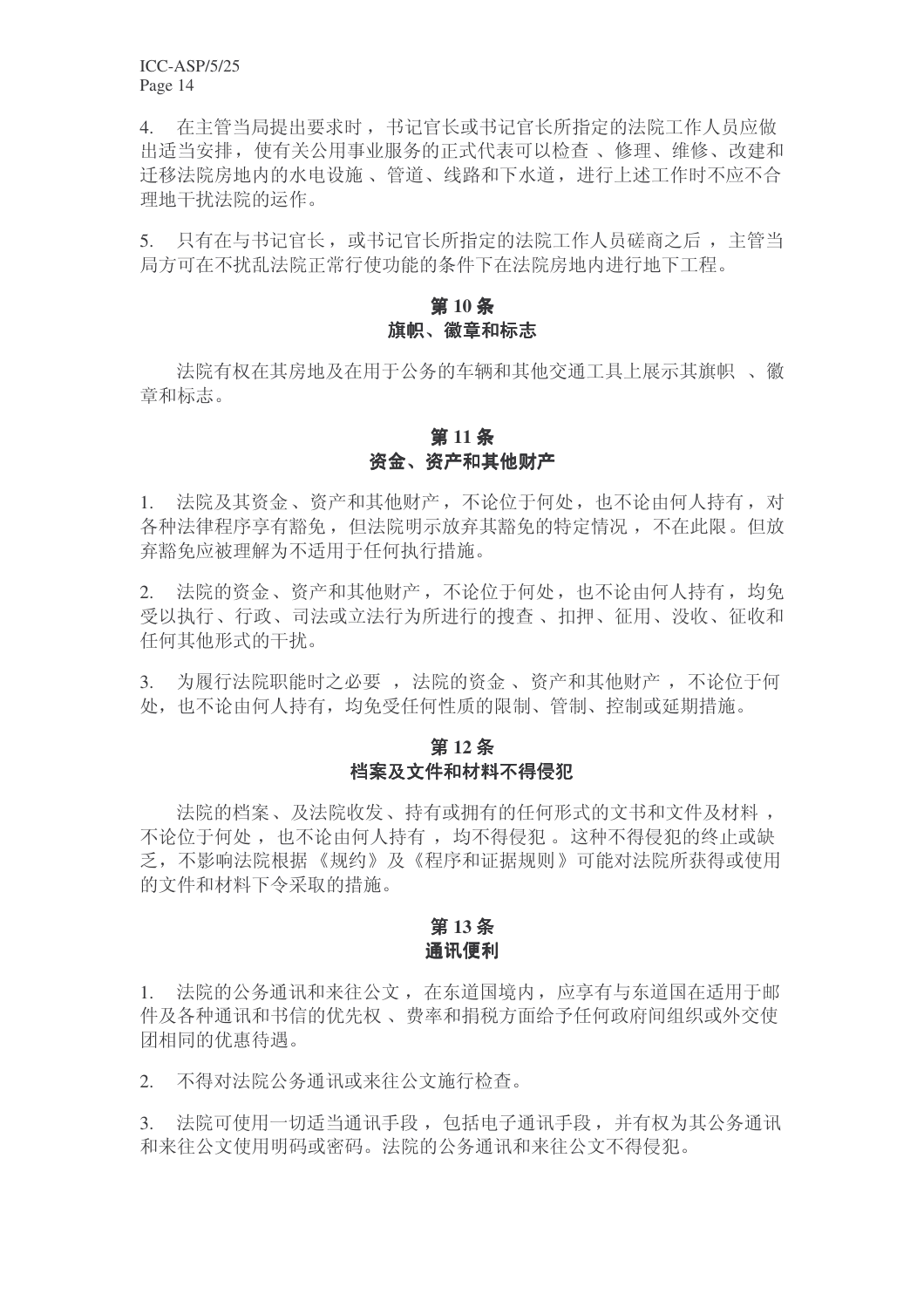4. 在主管当局提出要求时，书记官长或书记官长所指定的法院工作人员应做出适当安排，使有关公用事业服务的正式代表可以检查、修理、维修、改建和迁移法院房地内的水电设施、管道、线路和下水道，进行上述工作时不应不合理地干扰法院的运作。

5. 只有在与书记官长，或书记官长所指定的法院工作人员磋商之后，主管当局方可在不扰乱法院正常行使功能的条件下在法院房地内进行地下工程。

### 第 10 条
### 旗帜、徽章和标志

法院有权在其房地及在用于公务的车辆和其他交通工具上展示其旗帜、徽章和标志。

### 第 11 条
### 资金、资产和其他财产

1. 法院及其资金、资产和其他财产，不论位于何处，也不论由何人持有，对各种法律程序享有豁免，但法院明示放弃其豁免的特定情况，不在此限。但放弃豁免应被理解为不适用于任何执行措施。

2. 法院的资金、资产和其他财产，不论位于何处，也不论由何人持有，均免受以执行、行政、司法或立法行为所进行的搜查、扣押、征用、没收、征收和任何其他形式的干扰。

3. 为履行法院职能时之必要，法院的资金、资产和其他财产，不论位于何处，也不论由何人持有，均免受任何性质的限制、管制、控制或延期措施。

### 第 12 条
### 档案及文件和材料不得侵犯

法院的档案、及法院收发、持有或拥有的任何形式的文书和文件及材料，不论位于何处，也不论由何人持有，均不得侵犯。这种不得侵犯的终止或缺乏，不影响法院根据《规约》及《程序和证据规则》可能对法院所获得或使用的文件和材料下令采取的措施。

### 第 13 条
### 通讯便利

1. 法院的公务通讯和来往公文，在东道国境内，应享有与东道国在适用于邮件及各种通讯和书信的优先权、费率和捐税方面给予任何政府间组织或外交使团相同的优惠待遇。

2. 不得对法院公务通讯或来往公文施行检查。

3. 法院可使用一切适当通讯手段，包括电子通讯手段，并有权为其公务通讯和来往公文使用明码或密码。法院的公务通讯和来往公文不得侵犯。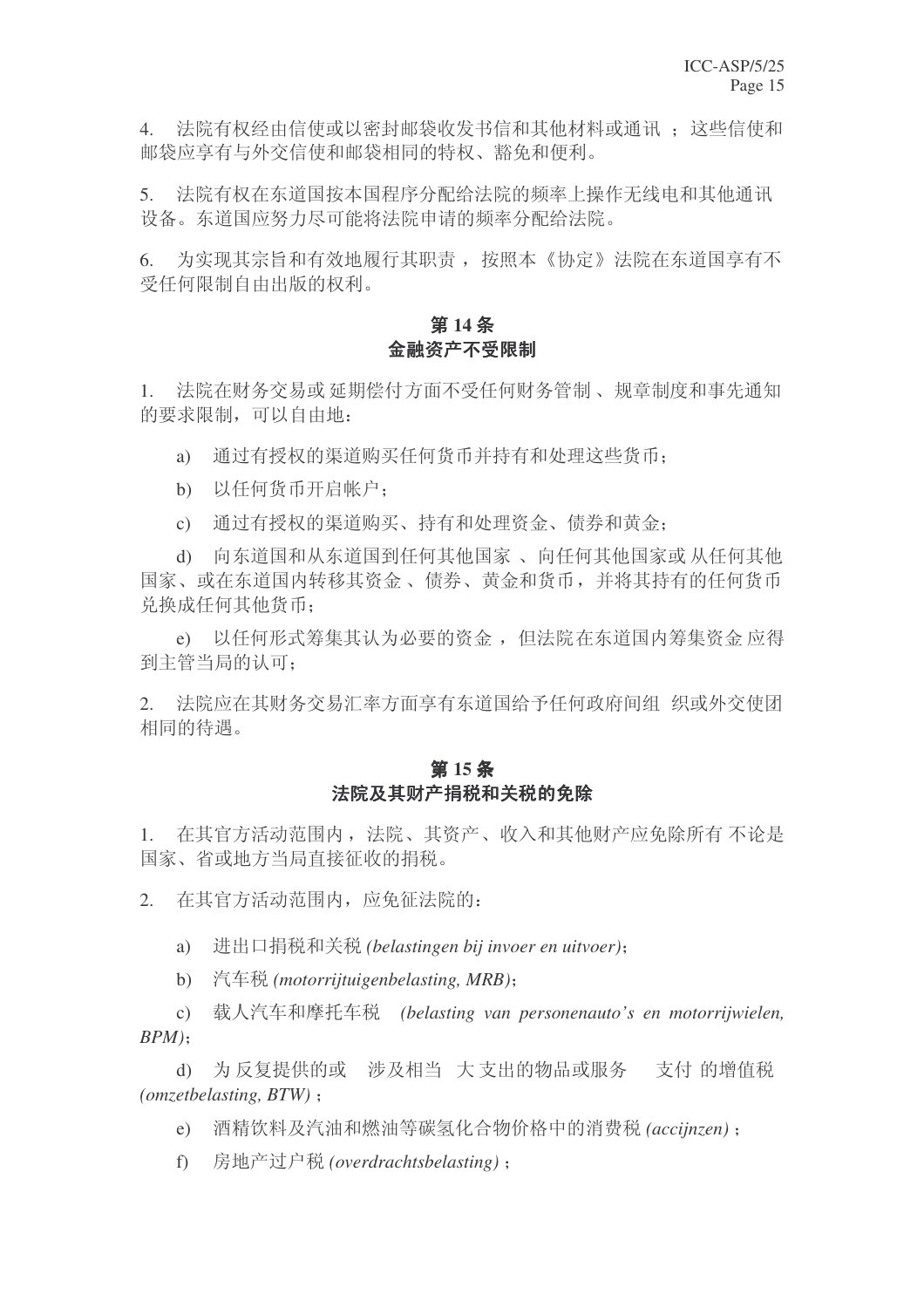4. 法院有权经由信使或以密封邮袋收发书信和其他材料或通讯 ；这些信使和邮袋应享有与外交信使和邮袋相同的特权、豁免和便利。

5. 法院有权在东道国按本国程序分配给法院的频率上操作无线电和其他通讯设备。东道国应努力尽可能将法院申请的频率分配给法院。

6. 为实现其宗旨和有效地履行其职责 ，按照本《协定》法院在东道国享有不受任何限制自由出版的权利。

### 第 14 条
### 金融资产不受限制

1. 法院在财务交易或 延期偿付方面不受任何财务管制 、规章制度和事先通知的要求限制，可以自由地：

a) 通过有授权的渠道购买任何货币并持有和处理这些货币；

b) 以任何货币开启帐户；

c) 通过有授权的渠道购买、持有和处理资金、债券和黄金；

d) 向东道国和从东道国到任何其他国家 、向任何其他国家或 从任何其他国家、或在东道国内转移其资金 、债券、黄金和货币，并将其持有的任何货币兑换成任何其他货币；

e) 以任何形式筹集其认为必要的资金 ，但法院在东道国内筹集资金 应得到主管当局的认可；

2. 法院应在其财务交易汇率方面享有东道国给予任何政府间组 织或外交使团相同的待遇。

### 第 15 条
### 法院及其财产捐税和关税的免除

1. 在其官方活动范围内，法院、其资产、收入和其他财产应免除所有 不论是国家、省或地方当局直接征收的捐税。

2. 在其官方活动范围内，应免征法院的：

a) 进出口捐税和关税 *(belastingen bij invoer en uitvoer)*；

b) 汽车税 *(motorrijtuigenbelasting, MRB)*；

c) 载人汽车和摩托车税 *(belasting van personenauto's en motorrijwielen, BPM)*；

d) 为 反复提供的或 涉及相当 大 支出的物品或服务 支付 的增值税 *(omzetbelasting, BTW)* ；

e) 酒精饮料及汽油和燃油等碳氢化合物价格中的消费税 *(accijnzen)* ；

f) 房地产过户税 *(overdrachtsbelasting)* ；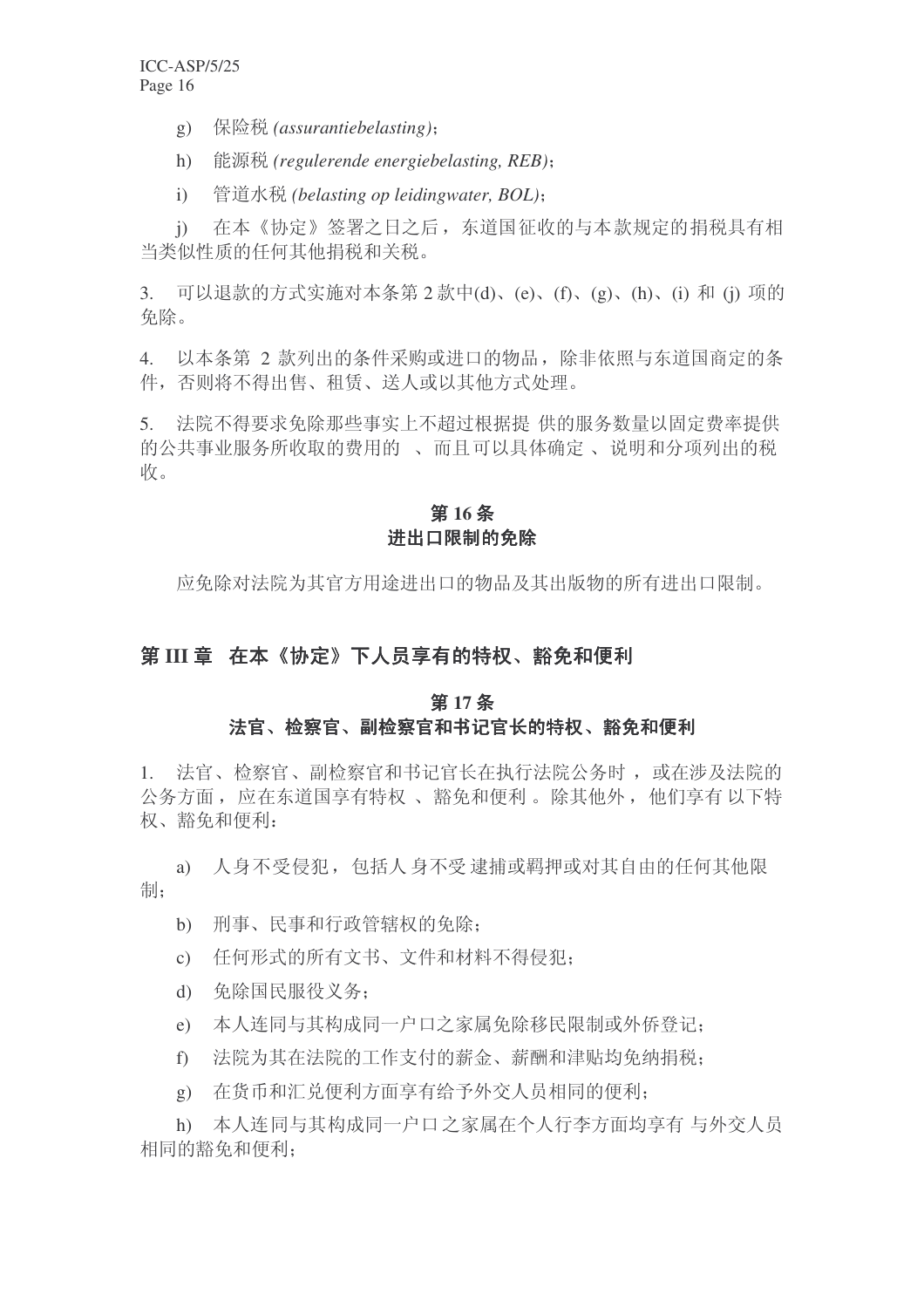g) 保险税 *(assurantiebelasting)*；

h) 能源税 *(regulerende energiebelasting, REB)*；

i) 管道水税 *(belasting op leidingwater, BOL)*；

j) 在本《协定》签署之日之后，东道国征收的与本款规定的捐税具有相当类似性质的任何其他捐税和关税。

3. 可以退款的方式实施对本条第 2 款中(d)、(e)、(f)、(g)、(h)、(i) 和 (j) 项的免除。

4. 以本条第 2 款列出的条件采购或进口的物品，除非依照与东道国商定的条件，否则将不得出售、租赁、送人或以其他方式处理。

5. 法院不得要求免除那些事实上不超过根据提 供的服务数量以固定费率提供的公共事业服务所收取的费用的 、而且可以具体确定 、说明和分项列出的税收。

### 第 16 条
### 进出口限制的免除

应免除对法院为其官方用途进出口的物品及其出版物的所有进出口限制。

## 第 III 章 在本《协定》下人员享有的特权、豁免和便利

### 第 17 条
### 法官、检察官、副检察官和书记官长的特权、豁免和便利

1. 法官、检察官、副检察官和书记官长在执行法院公务时 ，或在涉及法院的公务方面，应在东道国享有特权 、豁免和便利 。除其他外， 他们享有 以下特权、豁免和便利：

a) 人身不受侵犯， 包括人 身不受 逮捕或羁押或对其自由的任何其他限制；

b) 刑事、民事和行政管辖权的免除；

c) 任何形式的所有文书、文件和材料不得侵犯；

d) 免除国民服役义务；

e) 本人连同与其构成同一户口之家属免除移民限制或外侨登记；

f) 法院为其在法院的工作支付的薪金、薪酬和津贴均免纳捐税；

g) 在货币和汇兑便利方面享有给予外交人员相同的便利；

h) 本人连同与其构成同一户口之家属在个人行李方面均享有 与外交人员相同的豁免和便利；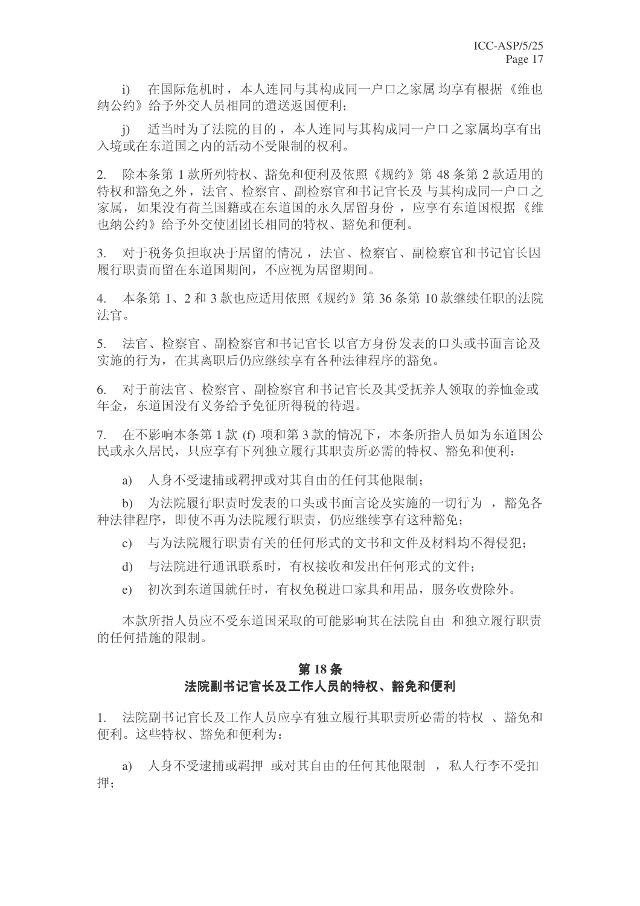i) 在国际危机时，本人连同与其构成同一户口之家属 均享有根据《维也纳公约》给予外交人员相同的遣送返国便利；

j) 适当时为了法院的目的，本人连同与其构成同一户口之家属均享有出入境或在东道国之内的活动不受限制的权利。

2. 除本条第 1 款所列特权、豁免和便利及依照《规约》第 48 条第 2 款适用的特权和豁免之外，法官、检察官、副检察官和书记官长及 与其构成同一户口之家属，如果没有荷兰国籍或在东道国的永久居留身份 ，应享有东道国根据 《维也纳公约》给予外交使团团长相同的特权、豁免和便利。

3. 对于税务负担取决于居留的情况 ，法官、检察官、副检察官和书记官长因履行职责而留在东道国期间，不应视为居留期间。

4. 本条第 1、2 和 3 款也应适用依照《规约》第 36 条第 10 款继续任职的法院法官。

5. 法官、检察官、副检察官和书记官长 以官方身份发表的口头或书面言论及实施的行为，在其离职后仍应继续享有各种法律程序的豁免。

6. 对于前法官、检察官、副检察官和书记官长及其受抚养人领取的养恤金或年金，东道国没有义务给予免征所得税的待遇。

7. 在不影响本条第 1 款 (f) 项和第 3 款的情况下，本条所指人员如为东道国公民或永久居民，只应享有下列独立履行其职责所必需的特权、豁免和便利：

a) 人身不受逮捕或羁押或对其自由的任何其他限制；

b) 为法院履行职责时发表的口头或书面言论及实施的一切行为 ，豁免各种法律程序，即使不再为法院履行职责，仍应继续享有这种豁免；

c) 与为法院履行职责有关的任何形式的文书和文件及材料均不得侵犯；

d) 与法院进行通讯联系时，有权接收和发出任何形式的文件；

e) 初次到东道国就任时，有权免税进口家具和用品，服务收费除外。

本款所指人员应不受东道国采取的可能影响其在法院自由 和独立履行职责的任何措施的限制。

## 第 18 条
## 法院副书记官长及工作人员的特权、豁免和便利

1. 法院副书记官长及工作人员应享有独立履行其职责所必需的特权 、豁免和便利。这些特权、豁免和便利为：

a) 人身不受逮捕或羁押 或对其自由的任何其他限制 ，私人行李不受扣押；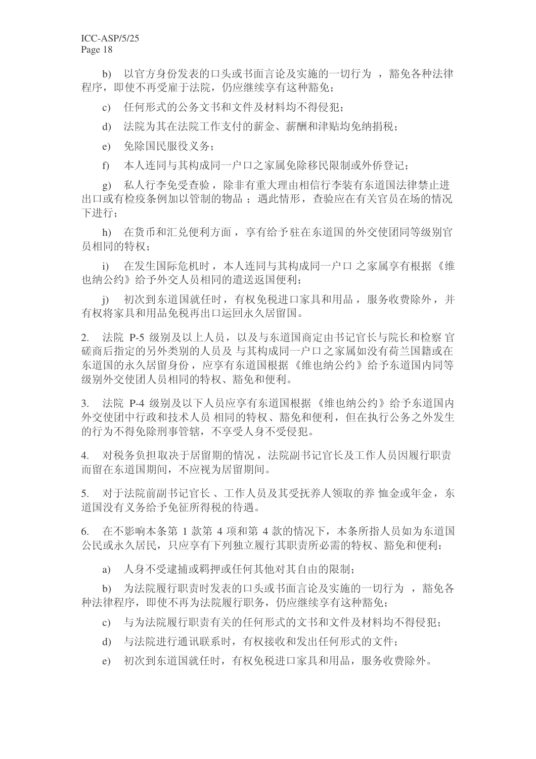b) 以官方身份发表的口头或书面言论及实施的一切行为，豁免各种法律程序，即使不再受雇于法院，仍应继续享有这种豁免；

c) 任何形式的公务文书和文件及材料均不得侵犯；

d) 法院为其在法院工作支付的薪金、薪酬和津贴均免纳捐税；

e) 免除国民服役义务；

f) 本人连同与其构成同一户口之家属免除移民限制或外侨登记；

g) 私人行李免受查验，除非有重大理由相信行李装有东道国法律禁止进出口或有检疫条例加以管制的物品；遇此情形，查验应在有关官员在场的情况下进行；

h) 在货币和汇兑便利方面，享有给予驻在东道国的外交使团同等级别官员相同的特权；

i) 在发生国际危机时，本人连同与其构成同一户口之家属享有根据《维也纳公约》给予外交人员相同的遣送返国便利；

j) 初次到东道国就任时，有权免税进口家具和用品，服务收费除外，并有权将家具和用品免税再出口运回永久居留国。

2. 法院 P-5 级别及以上人员，以及与东道国商定由书记官长与院长和检察官磋商后指定的另外类别的人员及与其构成同一户口之家属如没有荷兰国籍或在东道国的永久居留身份，应享有东道国根据《维也纳公约》给予东道国内同等级别外交使团人员相同的特权、豁免和便利。

3. 法院 P-4 级别及以下人员应享有东道国根据《维也纳公约》给予东道国内外交使团中行政和技术人员相同的特权、豁免和便利，但在执行公务之外发生的行为不得免除刑事管辖，不享受人身不受侵犯。

4. 对税务负担取决于居留期的情况，法院副书记官长及工作人员因履行职责而留在东道国期间，不应视为居留期间。

5. 对于法院前副书记官长、工作人员及其受抚养人领取的养恤金或年金，东道国没有义务给予免征所得税的待遇。

6. 在不影响本条第 1 款第 4 项和第 4 款的情况下，本条所指人员如为东道国公民或永久居民，只应享有下列独立履行其职责所必需的特权、豁免和便利：

a) 人身不受逮捕或羁押或任何其他对其自由的限制；

b) 为法院履行职责时发表的口头或书面言论及实施的一切行为，豁免各种法律程序，即使不再为法院履行职务，仍应继续享有这种豁免；

c) 与为法院履行职责有关的任何形式的文书和文件及材料均不得侵犯；

d) 与法院进行通讯联系时，有权接收和发出任何形式的文件；

e) 初次到东道国就任时，有权免税进口家具和用品，服务收费除外。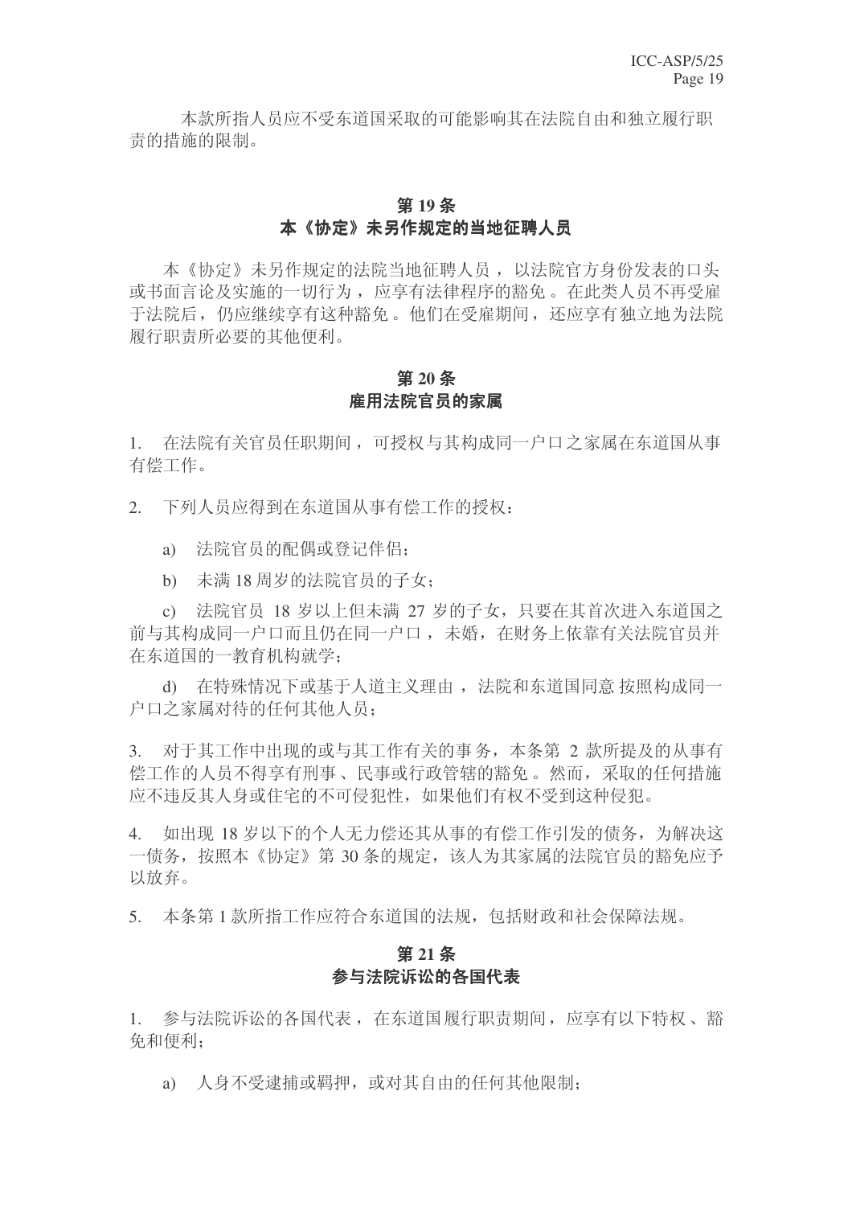本款所指人员应不受东道国采取的可能影响其在法院自由和独立履行职责的措施的限制。

## 第 19 条
## 本《协定》未另作规定的当地征聘人员

本《协定》未另作规定的法院当地征聘人员，以法院官方身份发表的口头或书面言论及实施的一切行为，应享有法律程序的豁免。在此类人员不再受雇于法院后，仍应继续享有这种豁免。他们在受雇期间，还应享有独立地为法院履行职责所必要的其他便利。

## 第 20 条
## 雇用法院官员的家属

1. 在法院有关官员任职期间，可授权与其构成同一户口之家属在东道国从事有偿工作。

2. 下列人员应得到在东道国从事有偿工作的授权：

   a) 法院官员的配偶或登记伴侣；

   b) 未满 18 周岁的法院官员的子女；

   c) 法院官员 18 岁以上但未满 27 岁的子女，只要在其首次进入东道国之前与其构成同一户口而且仍在同一户口，未婚，在财务上依靠有关法院官员并在东道国的一教育机构就学；

   d) 在特殊情况下或基于人道主义理由，法院和东道国同意按照构成同一户口之家属对待的任何其他人员；

3. 对于其工作中出现的或与其工作有关的事务，本条第 2 款所提及的从事有偿工作的人员不得享有刑事、民事或行政管辖的豁免。然而，采取的任何措施应不违反其人身或住宅的不可侵犯性，如果他们有权不受到这种侵犯。

4. 如出现 18 岁以下的个人无力偿还其从事的有偿工作引发的债务，为解决这一债务，按照本《协定》第 30 条的规定，该人为其家属的法院官员的豁免应予以放弃。

5. 本条第 1 款所指工作应符合东道国的法规，包括财政和社会保障法规。

## 第 21 条
## 参与法院诉讼的各国代表

1. 参与法院诉讼的各国代表，在东道国履行职责期间，应享有以下特权、豁免和便利；

   a) 人身不受逮捕或羁押，或对其自由的任何其他限制；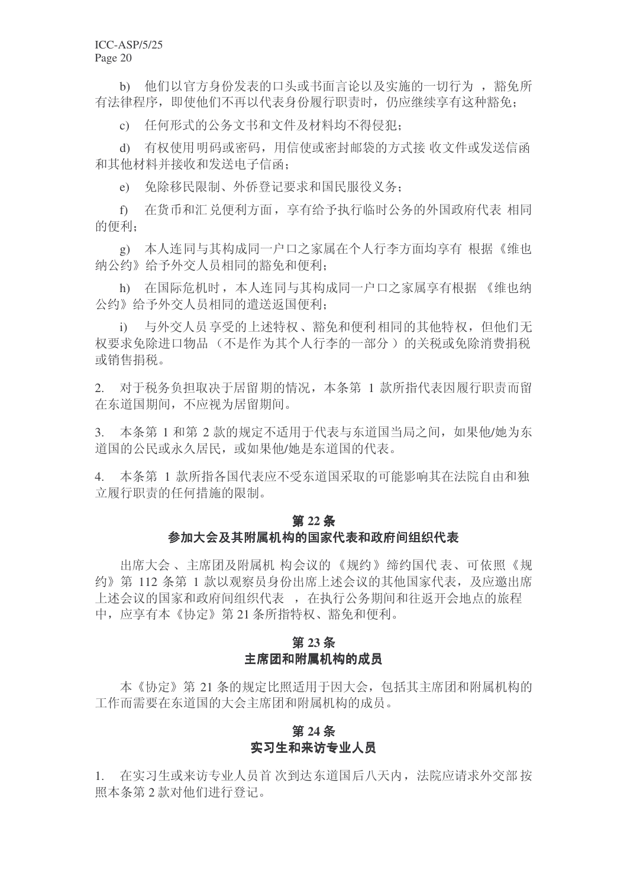b) 他们以官方身份发表的口头或书面言论以及实施的一切行为，豁免所有法律程序，即使他们不再以代表身份履行职责时，仍应继续享有这种豁免；

c) 任何形式的公务文书和文件及材料均不得侵犯；

d) 有权使用明码或密码，用信使或密封邮袋的方式接收文件或发送信函和其他材料并接收和发送电子信函；

e) 免除移民限制、外侨登记要求和国民服役义务；

f) 在货币和汇兑便利方面，享有给予执行临时公务的外国政府代表相同的便利；

g) 本人连同与其构成同一户口之家属在个人行李方面均享有根据《维也纳公约》给予外交人员相同的豁免和便利；

h) 在国际危机时，本人连同与其构成同一户口之家属享有根据《维也纳公约》给予外交人员相同的遣送返国便利；

i) 与外交人员享受的上述特权、豁免和便利相同的其他特权，但他们无权要求免除进口物品（不是作为其个人行李的一部分）的关税或免除消费捐税或销售捐税。

2. 对于税务负担取决于居留期的情况，本条第 1 款所指代表因履行职责而留在东道国期间，不应视为居留期间。

3. 本条第 1 和第 2 款的规定不适用于代表与东道国当局之间，如果他/她为东道国的公民或永久居民，或如果他/她是东道国的代表。

4. 本条第 1 款所指各国代表应不受东道国采取的可能影响其在法院自由和独立履行职责的任何措施的限制。

## 第 22 条
## 参加大会及其附属机构的国家代表和政府间组织代表

出席大会、主席团及附属机构会议的《规约》缔约国代表、可依照《规约》第 112 条第 1 款以观察员身份出席上述会议的其他国家代表，及应邀出席上述会议的国家和政府间组织代表，在执行公务期间和往返开会地点的旅程中，应享有本《协定》第 21 条所指特权、豁免和便利。

## 第 23 条
## 主席团和附属机构的成员

本《协定》第 21 条的规定比照适用于因大会，包括其主席团和附属机构的工作而需要在东道国的大会主席团和附属机构的成员。

## 第 24 条
## 实习生和来访专业人员

1. 在实习生或来访专业人员首次到达东道国后八天内，法院应请求外交部按照本条第 2 款对他们进行登记。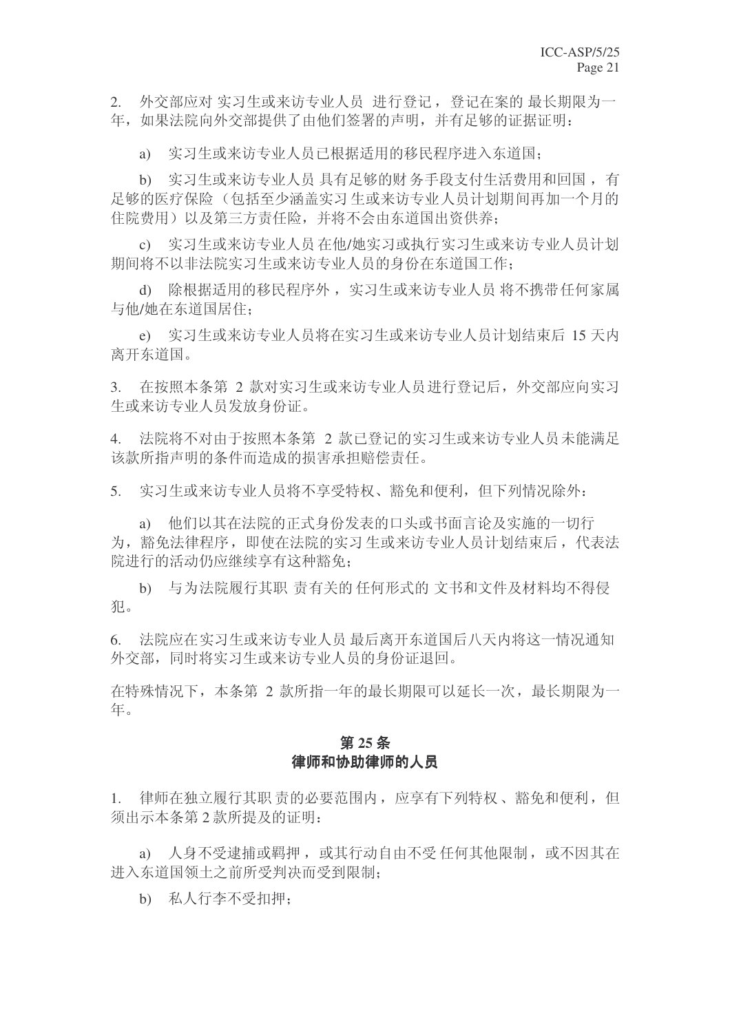2. 外交部应对实习生或来访专业人员进行登记，登记在案的最长期限为一年，如果法院向外交部提供了由他们签署的声明，并有足够的证据证明：

a) 实习生或来访专业人员已根据适用的移民程序进入东道国；

b) 实习生或来访专业人员具有足够的财务手段支付生活费用和回国，有足够的医疗保险（包括至少涵盖实习生或来访专业人员计划期间再加一个月的住院费用）以及第三方责任险，并将不会由东道国出资供养；

c) 实习生或来访专业人员在他/她实习或执行实习生或来访专业人员计划期间将不以非法院实习生或来访专业人员的身份在东道国工作；

d) 除根据适用的移民程序外，实习生或来访专业人员将不携带任何家属与他/她在东道国居住；

e) 实习生或来访专业人员将在实习生或来访专业人员计划结束后 15 天内离开东道国。

3. 在按照本条第 2 款对实习生或来访专业人员进行登记后，外交部应向实习生或来访专业人员发放身份证。

4. 法院将不对由于按照本条第 2 款已登记的实习生或来访专业人员未能满足该款所指声明的条件而造成的损害承担赔偿责任。

5. 实习生或来访专业人员将不享受特权、豁免和便利，但下列情况除外：

a) 他们以其在法院的正式身份发表的口头或书面言论及实施的一切行为，豁免法律程序，即使在法院的实习生或来访专业人员计划结束后，代表法院进行的活动仍应继续享有这种豁免；

b) 与为法院履行其职责有关的任何形式的文书和文件及材料均不得侵犯。

6. 法院应在实习生或来访专业人员最后离开东道国后八天内将这一情况通知外交部，同时将实习生或来访专业人员的身份证退回。

在特殊情况下，本条第 2 款所指一年的最长期限可以延长一次，最长期限为一年。

## 第 25 条
## 律师和协助律师的人员

1. 律师在独立履行其职责的必要范围内，应享有下列特权、豁免和便利，但须出示本条第 2 款所提及的证明：

a) 人身不受逮捕或羁押，或其行动自由不受任何其他限制，或不因其在进入东道国领土之前所受判决而受到限制；

b) 私人行李不受扣押；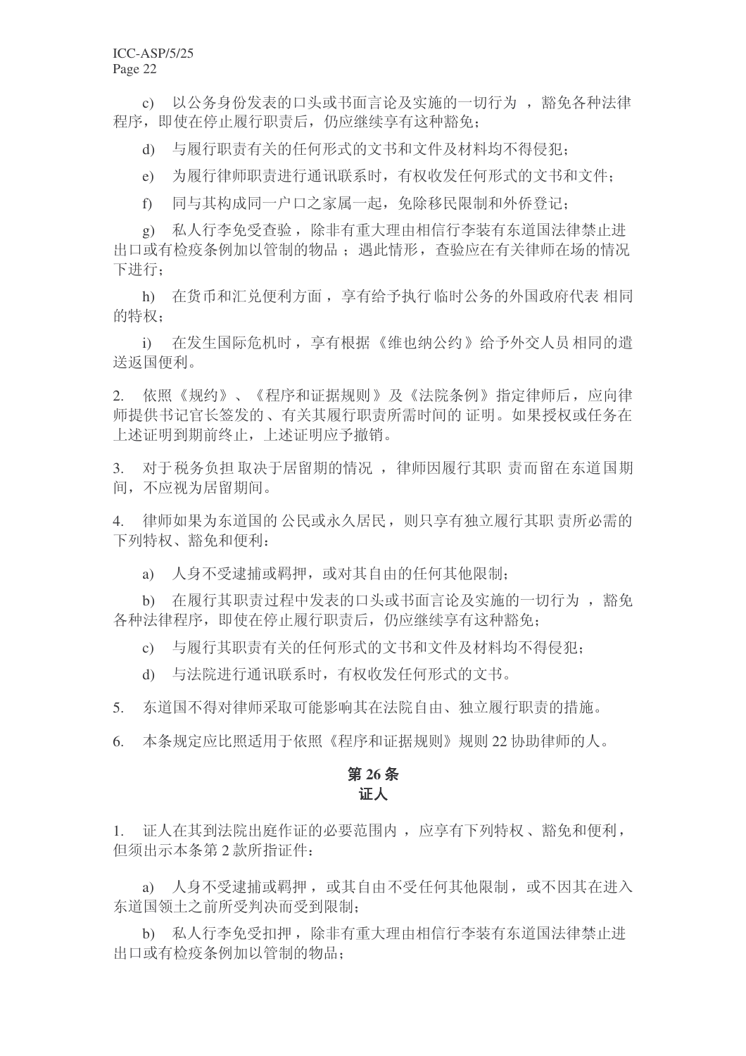c) 以公务身份发表的口头或书面言论及实施的一切行为，豁免各种法律程序，即使在停止履行职责后，仍应继续享有这种豁免；

d) 与履行职责有关的任何形式的文书和文件及材料均不得侵犯；

e) 为履行律师职责进行通讯联系时，有权收发任何形式的文书和文件；

f) 同与其构成同一户口之家属一起，免除移民限制和外侨登记；

g) 私人行李免受查验，除非有重大理由相信行李装有东道国法律禁止进出口或有检疫条例加以管制的物品；遇此情形，查验应在有关律师在场的情况下进行；

h) 在货币和汇兑便利方面，享有给予执行临时公务的外国政府代表相同的特权；

i) 在发生国际危机时，享有根据《维也纳公约》给予外交人员相同的遣送返国便利。

2. 依照《规约》、《程序和证据规则》及《法院条例》指定律师后，应向律师提供书记官长签发的、有关其履行职责所需时间的证明。如果授权或任务在上述证明到期前终止，上述证明应予撤销。

3. 对于税务负担取决于居留期的情况，律师因履行其职责而留在东道国期间，不应视为居留期间。

4. 律师如果为东道国的公民或永久居民，则只享有独立履行其职责所必需的下列特权、豁免和便利：

a) 人身不受逮捕或羁押，或对其自由的任何其他限制；

b) 在履行其职责过程中发表的口头或书面言论及实施的一切行为，豁免各种法律程序，即使在停止履行职责后，仍应继续享有这种豁免；

c) 与履行其职责有关的任何形式的文书和文件及材料均不得侵犯；

d) 与法院进行通讯联系时，有权收发任何形式的文书。

5. 东道国不得对律师采取可能影响其在法院自由、独立履行职责的措施。

6. 本条规定应比照适用于依照《程序和证据规则》规则 22 协助律师的人。

## 第 26 条
## 证人

1. 证人在其到法院出庭作证的必要范围内，应享有下列特权、豁免和便利，但须出示本条第 2 款所指证件：

a) 人身不受逮捕或羁押，或其自由不受任何其他限制，或不因其在进入东道国领土之前所受判决而受到限制；

b) 私人行李免受扣押，除非有重大理由相信行李装有东道国法律禁止进出口或有检疫条例加以管制的物品；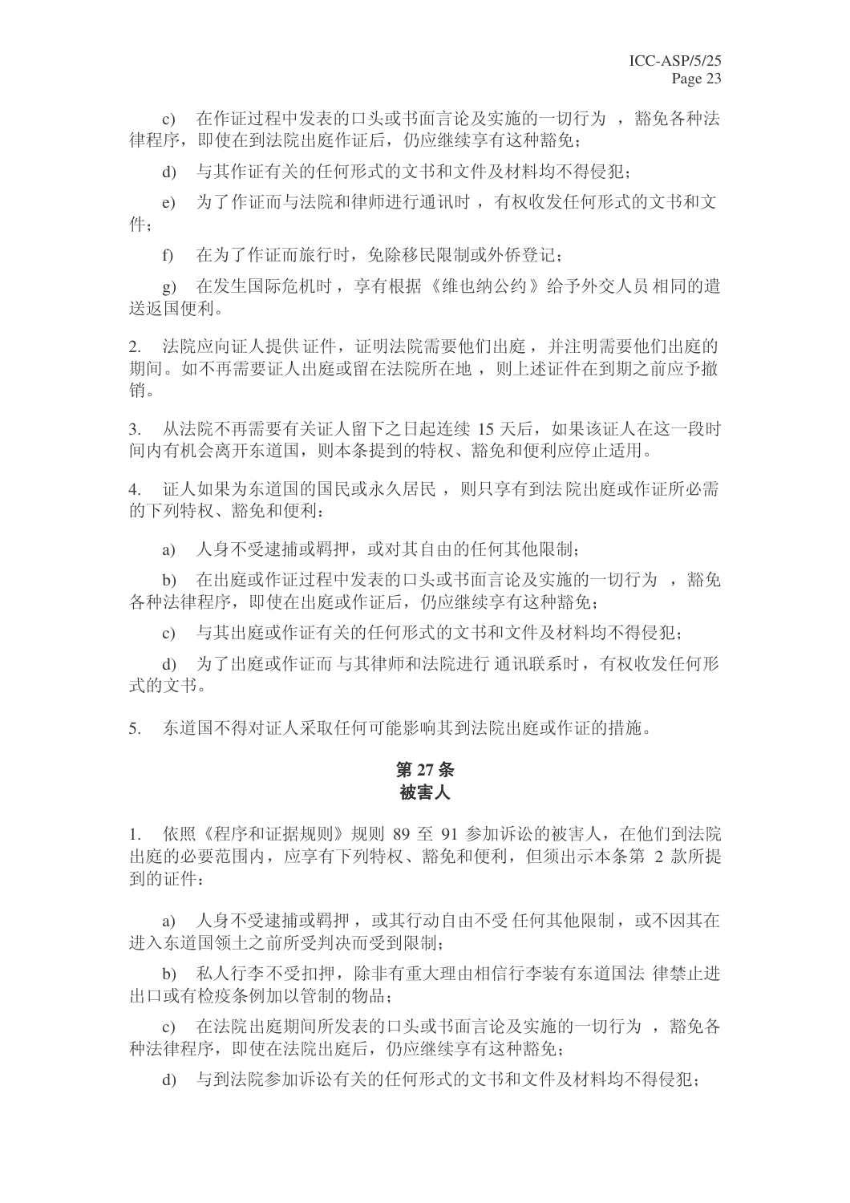c) 在作证过程中发表的口头或书面言论及实施的一切行为，豁免各种法律程序，即使在到法院出庭作证后，仍应继续享有这种豁免；

d) 与其作证有关的任何形式的文书和文件及材料均不得侵犯；

e) 为了作证而与法院和律师进行通讯时，有权收发任何形式的文书和文件；

f) 在为了作证而旅行时，免除移民限制或外侨登记；

g) 在发生国际危机时，享有根据《维也纳公约》给予外交人员相同的遣送返国便利。

2. 法院应向证人提供证件，证明法院需要他们出庭，并注明需要他们出庭的期间。如不再需要证人出庭或留在法院所在地，则上述证件在到期之前应予撤销。

3. 从法院不再需要有关证人留下之日起连续 15 天后，如果该证人在这一段时间内有机会离开东道国，则本条提到的特权、豁免和便利应停止适用。

4. 证人如果为东道国的国民或永久居民，则只享有到法院出庭或作证所必需的下列特权、豁免和便利：

a) 人身不受逮捕或羁押，或对其自由的任何其他限制；

b) 在出庭或作证过程中发表的口头或书面言论及实施的一切行为，豁免各种法律程序，即使在出庭或作证后，仍应继续享有这种豁免；

c) 与其出庭或作证有关的任何形式的文书和文件及材料均不得侵犯；

d) 为了出庭或作证而与其律师和法院进行通讯联系时，有权收发任何形式的文书。

5. 东道国不得对证人采取任何可能影响其到法院出庭或作证的措施。

## 第 27 条
## 被害人

1. 依照《程序和证据规则》规则 89 至 91 参加诉讼的被害人，在他们到法院出庭的必要范围内，应享有下列特权、豁免和便利，但须出示本条第 2 款所提到的证件：

a) 人身不受逮捕或羁押，或其行动自由不受任何其他限制，或不因其在进入东道国领土之前所受判决而受到限制；

b) 私人行李不受扣押，除非有重大理由相信行李装有东道国法律禁止进出口或有检疫条例加以管制的物品；

c) 在法院出庭期间所发表的口头或书面言论及实施的一切行为，豁免各种法律程序，即使在法院出庭后，仍应继续享有这种豁免；

d) 与到法院参加诉讼有关的任何形式的文书和文件及材料均不得侵犯；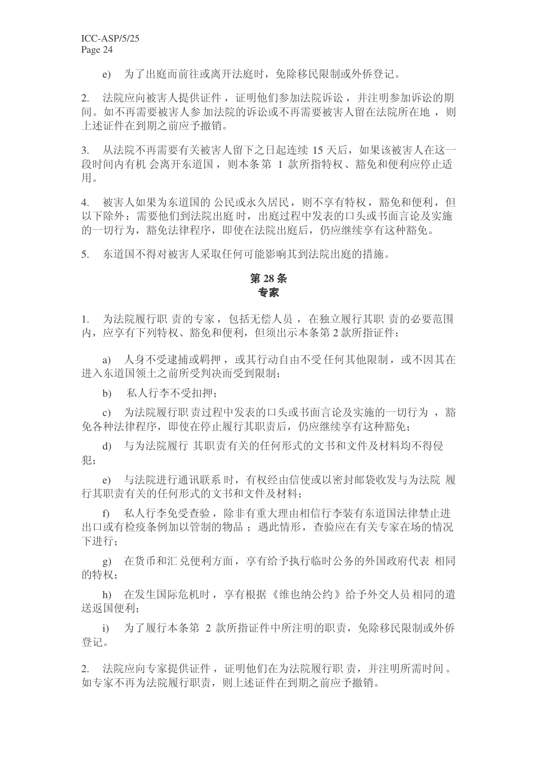e) 为了出庭而前往或离开法庭时，免除移民限制或外侨登记。

2. 法院应向被害人提供证件，证明他们参加法院诉讼，并注明参加诉讼的期间。如不再需要被害人参加法院的诉讼或不再需要被害人留在法院所在地，则上述证件在到期之前应予撤销。

3. 从法院不再需要有关被害人留下之日起连续 15 天后，如果该被害人在这一段时间内有机会离开东道国，则本条第 1 款所指特权、豁免和便利应停止适用。

4. 被害人如果为东道国的公民或永久居民，则不享有特权，豁免和便利，但以下除外：需要他们到法院出庭时，出庭过程中发表的口头或书面言论及实施的一切行为，豁免法律程序，即使在法院出庭后，仍应继续享有这种豁免。

5. 东道国不得对被害人采取任何可能影响其到法院出庭的措施。

## 第 28 条
## 专家

1. 为法院履行职责的专家，包括无偿人员，在独立履行其职责的必要范围内，应享有下列特权、豁免和便利，但须出示本条第 2 款所指证件：

a) 人身不受逮捕或羁押，或其行动自由不受任何其他限制，或不因其在进入东道国领土之前所受判决而受到限制；

b) 私人行李不受扣押；

c) 为法院履行职责过程中发表的口头或书面言论及实施的一切行为，豁免各种法律程序，即使在停止履行其职责后，仍应继续享有这种豁免；

d) 与为法院履行其职责有关的任何形式的文书和文件及材料均不得侵犯；

e) 与法院进行通讯联系时，有权经由信使或以密封邮袋收发与为法院履行其职责有关的任何形式的文书和文件及材料；

f) 私人行李免受查验，除非有重大理由相信行李装有东道国法律禁止进出口或有检疫条例加以管制的物品；遇此情形，查验应在有关专家在场的情况下进行；

g) 在货币和汇兑便利方面，享有给予执行临时公务的外国政府代表相同的特权；

h) 在发生国际危机时，享有根据《维也纳公约》给予外交人员相同的遣送返国便利；

i) 为了履行本条第 2 款所指证件中所注明的职责，免除移民限制或外侨登记。

2. 法院应向专家提供证件，证明他们在为法院履行职责，并注明所需时间。如专家不再为法院履行职责，则上述证件在到期之前应予撤销。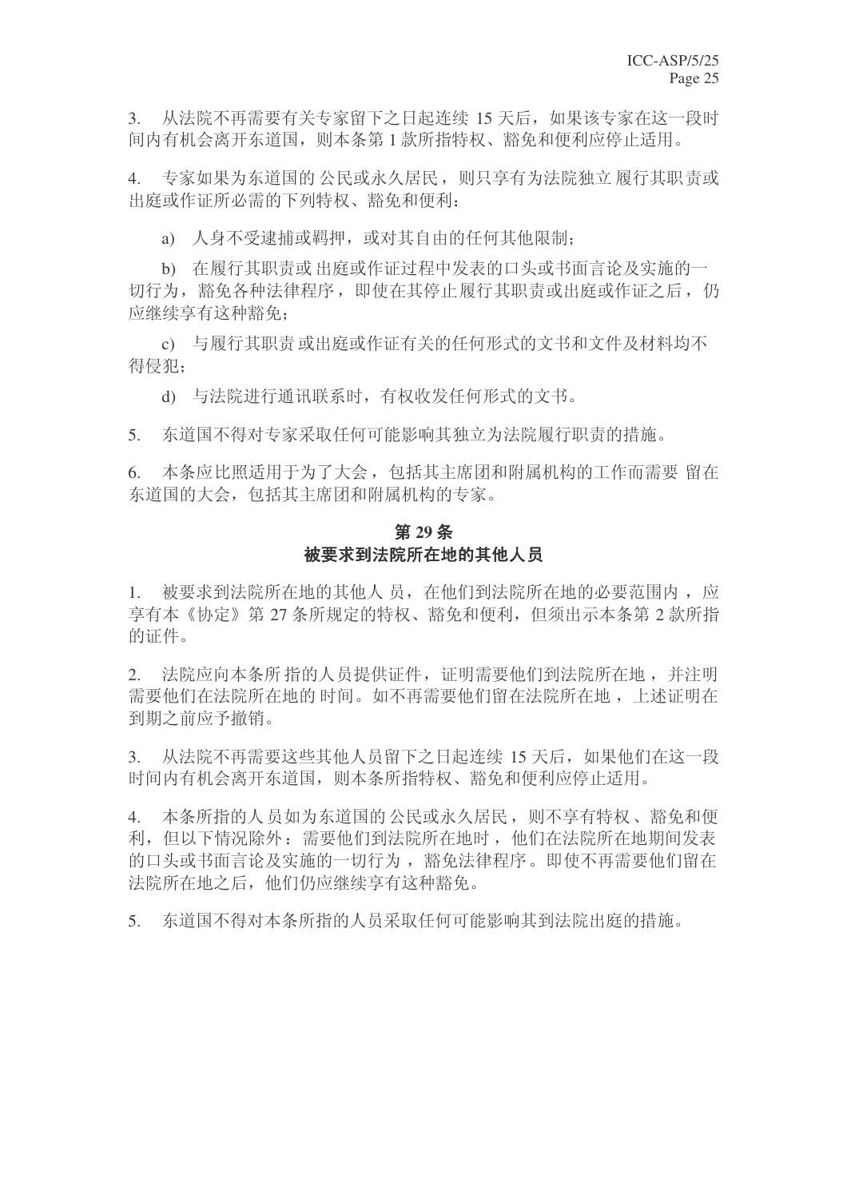3. 从法院不再需要有关专家留下之日起连续 15 天后，如果该专家在这一段时间内有机会离开东道国，则本条第 1 款所指特权、豁免和便利应停止适用。

4. 专家如果为东道国的公民或永久居民，则只享有为法院独立履行其职责或出庭或作证所必需的下列特权、豁免和便利：

a) 人身不受逮捕或羁押，或对其自由的任何其他限制；

b) 在履行其职责或出庭或作证过程中发表的口头或书面言论及实施的一切行为，豁免各种法律程序，即使在其停止履行其职责或出庭或作证之后，仍应继续享有这种豁免；

c) 与履行其职责或出庭或作证有关的任何形式的文书和文件及材料均不得侵犯；

d) 与法院进行通讯联系时，有权收发任何形式的文书。

5. 东道国不得对专家采取任何可能影响其独立为法院履行职责的措施。

6. 本条应比照适用于为了大会，包括其主席团和附属机构的工作而需要留在东道国的大会，包括其主席团和附属机构的专家。

## 第 29 条
## 被要求到法院所在地的其他人员

1. 被要求到法院所在地的其他人员，在他们到法院所在地的必要范围内，应享有本《协定》第 27 条所规定的特权、豁免和便利，但须出示本条第 2 款所指的证件。

2. 法院应向本条所指的人员提供证件，证明需要他们到法院所在地，并注明需要他们在法院所在地的时间。如不再需要他们留在法院所在地，上述证明在到期之前应予撤销。

3. 从法院不再需要这些其他人员留下之日起连续 15 天后，如果他们在这一段时间内有机会离开东道国，则本条所指特权、豁免和便利应停止适用。

4. 本条所指的人员如为东道国的公民或永久居民，则不享有特权、豁免和便利，但以下情况除外：需要他们到法院所在地时，他们在法院所在地期间发表的口头或书面言论及实施的一切行为，豁免法律程序。即使不再需要他们留在法院所在地之后，他们仍应继续享有这种豁免。

5. 东道国不得对本条所指的人员采取任何可能影响其到法院出庭的措施。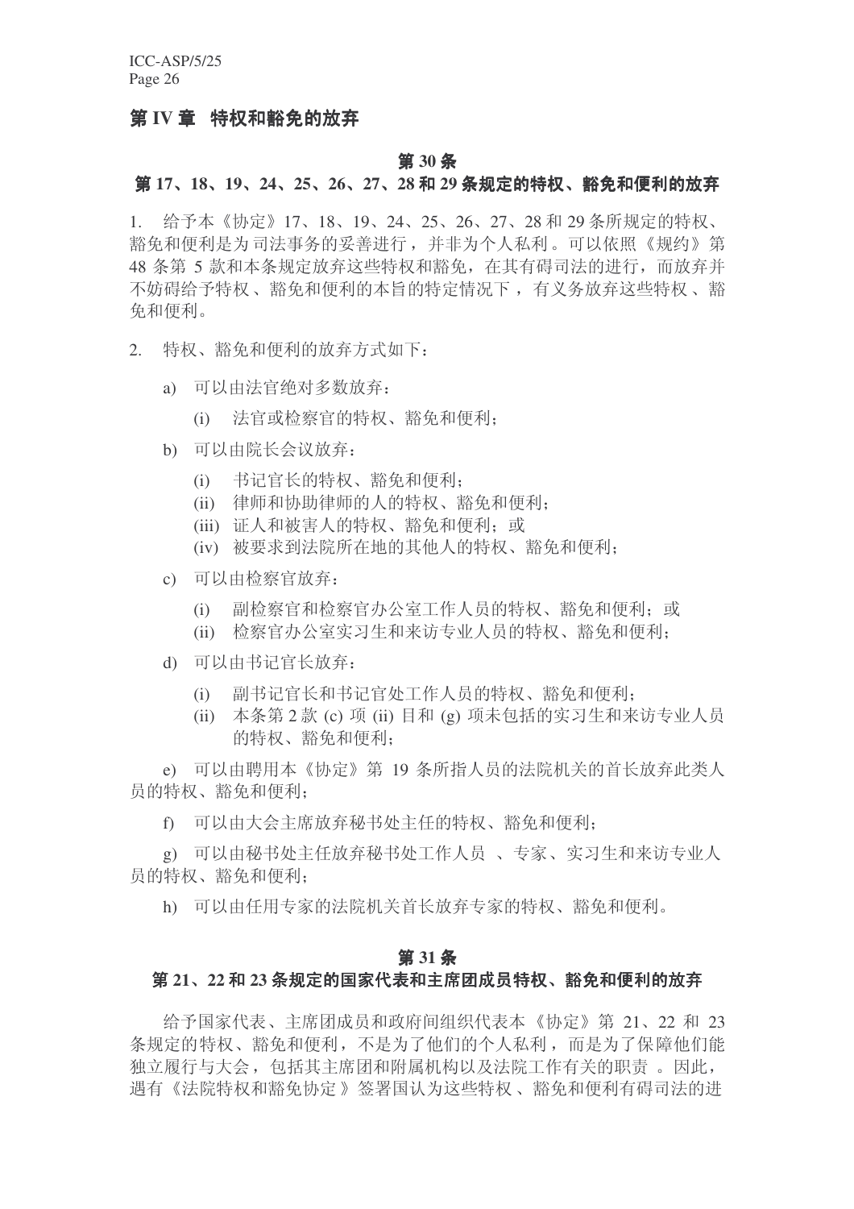## 第 IV 章　特权和豁免的放弃

### 第 30 条
### 第 17、18、19、24、25、26、27、28 和 29 条规定的特权、豁免和便利的放弃

1.　给予本《协定》17、18、19、24、25、26、27、28 和 29 条所规定的特权、豁免和便利是为司法事务的妥善进行，并非为个人私利。可以依照《规约》第 48 条第 5 款和本条规定放弃这些特权和豁免，在其有碍司法的进行，而放弃并不妨碍给予特权、豁免和便利的本旨的特定情况下，有义务放弃这些特权、豁免和便利。

2.　特权、豁免和便利的放弃方式如下：

a)　可以由法官绝对多数放弃：

(i)　法官或检察官的特权、豁免和便利；

b)　可以由院长会议放弃：

(i)　书记官长的特权、豁免和便利；
(ii)　律师和协助律师的人的特权、豁免和便利；
(iii)　证人和被害人的特权、豁免和便利；或
(iv)　被要求到法院所在地的其他人的特权、豁免和便利；

c)　可以由检察官放弃：

(i)　副检察官和检察官办公室工作人员的特权、豁免和便利；或
(ii)　检察官办公室实习生和来访专业人员的特权、豁免和便利；

d)　可以由书记官长放弃：

(i)　副书记官长和书记官处工作人员的特权、豁免和便利；
(ii)　本条第 2 款 (c) 项 (ii) 目和 (g) 项未包括的实习生和来访专业人员的特权、豁免和便利；

e)　可以由聘用本《协定》第 19 条所指人员的法院机关的首长放弃此类人员的特权、豁免和便利；

f)　可以由大会主席放弃秘书处主任的特权、豁免和便利；

g)　可以由秘书处主任放弃秘书处工作人员 、专家、实习生和来访专业人员的特权、豁免和便利；

h)　可以由任用专家的法院机关首长放弃专家的特权、豁免和便利。

### 第 31 条
### 第 21、22 和 23 条规定的国家代表和主席团成员特权、豁免和便利的放弃

给予国家代表、主席团成员和政府间组织代表本《协定》第 21、22 和 23 条规定的特权、豁免和便利，不是为了他们的个人私利，而是为了保障他们能独立履行与大会，包括其主席团和附属机构以及法院工作有关的职责 。因此，遇有《法院特权和豁免协定 》签署国认为这些特权 、豁免和便利有碍司法的进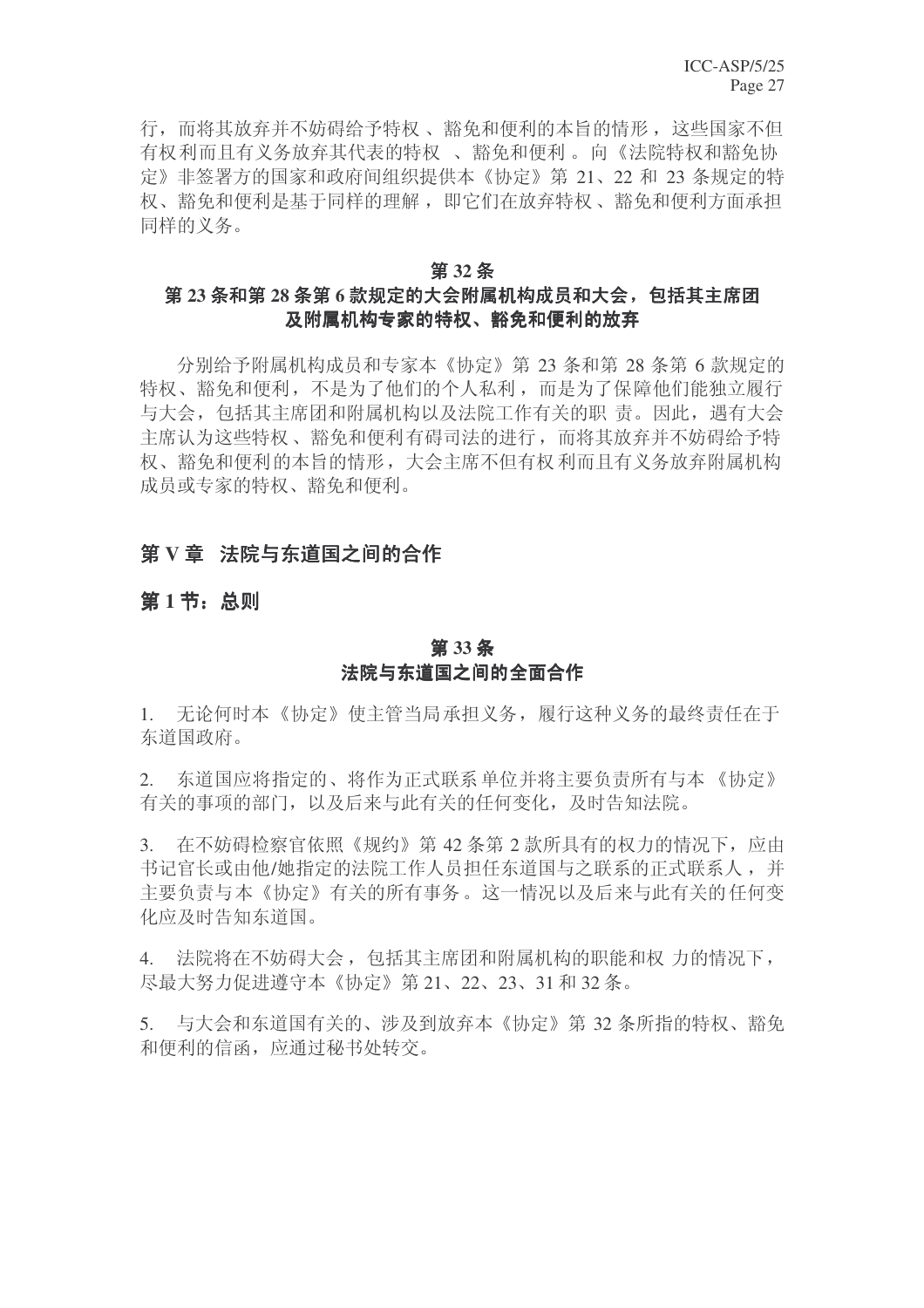行，而将其放弃并不妨碍给予特权、豁免和便利的本旨的情形，这些国家不但有权利而且有义务放弃其代表的特权、豁免和便利。向《法院特权和豁免协定》非签署方的国家和政府间组织提供本《协定》第 21、22 和 23 条规定的特权、豁免和便利是基于同样的理解，即它们在放弃特权、豁免和便利方面承担同样的义务。

### 第 32 条
### 第 23 条和第 28 条第 6 款规定的大会附属机构成员和大会，包括其主席团及附属机构专家的特权、豁免和便利的放弃

分别给予附属机构成员和专家本《协定》第 23 条和第 28 条第 6 款规定的特权、豁免和便利，不是为了他们的个人私利，而是为了保障他们能独立履行与大会，包括其主席团和附属机构以及法院工作有关的职责。因此，遇有大会主席认为这些特权、豁免和便利有碍司法的进行，而将其放弃并不妨碍给予特权、豁免和便利的本旨的情形，大会主席不但有权利而且有义务放弃附属机构成员或专家的特权、豁免和便利。

## 第 V 章　法院与东道国之间的合作

## 第 1 节：总则

### 第 33 条
### 法院与东道国之间的全面合作

1. 无论何时本《协定》使主管当局承担义务，履行这种义务的最终责任在于东道国政府。

2. 东道国应将指定的、将作为正式联系单位并将主要负责所有与本《协定》有关的事项的部门，以及后来与此有关的任何变化，及时告知法院。

3. 在不妨碍检察官依照《规约》第 42 条第 2 款所具有的权力的情况下，应由书记官长或由他/她指定的法院工作人员担任东道国与之联系的正式联系人，并主要负责与本《协定》有关的所有事务。这一情况以及后来与此有关的任何变化应及时告知东道国。

4. 法院将在不妨碍大会，包括其主席团和附属机构的职能和权力的情况下，尽最大努力促进遵守本《协定》第 21、22、23、31 和 32 条。

5. 与大会和东道国有关的、涉及到放弃本《协定》第 32 条所指的特权、豁免和便利的信函，应通过秘书处转交。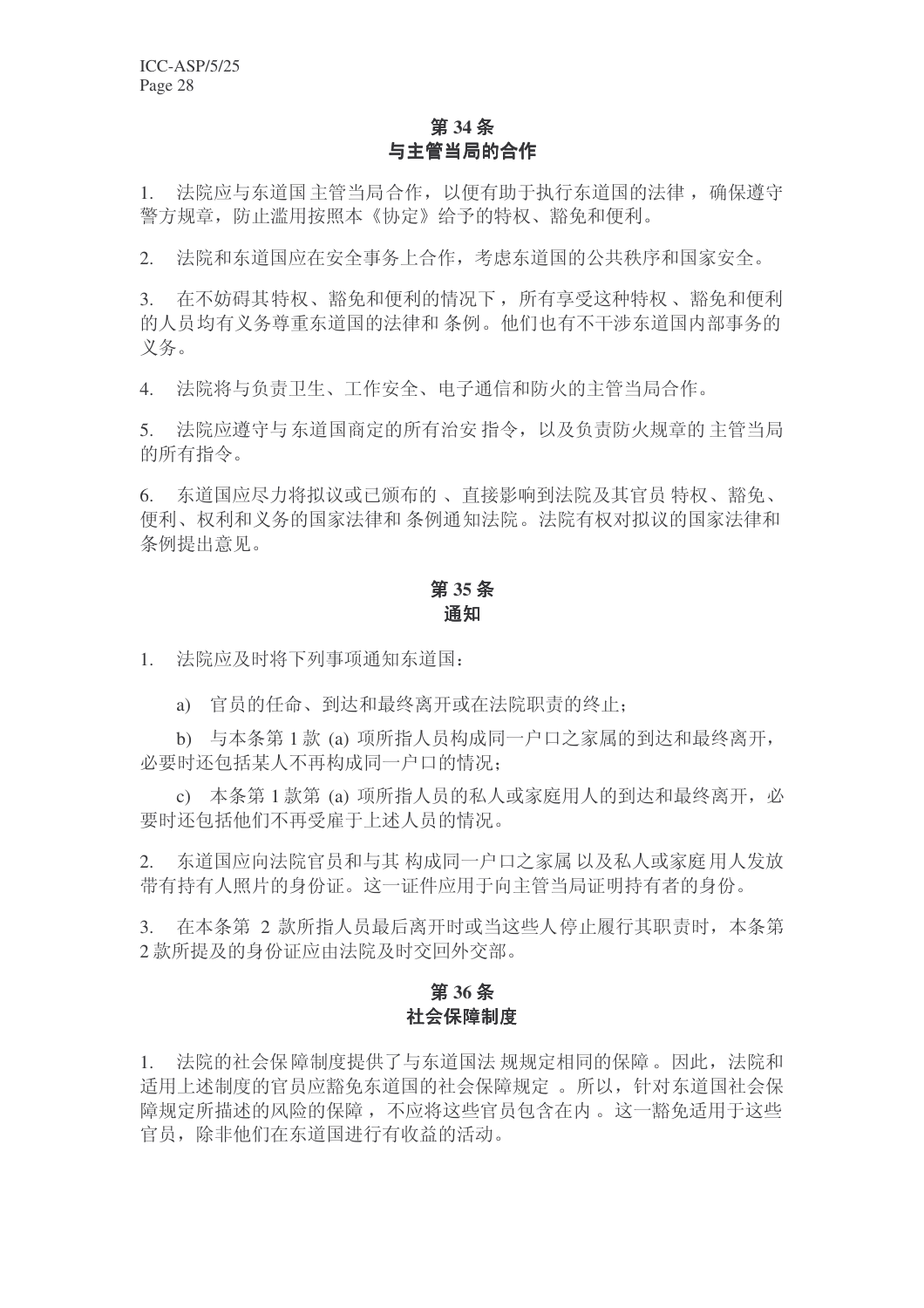## 第 34 条
## 与主管当局的合作

1. 法院应与东道国主管当局合作，以便有助于执行东道国的法律，确保遵守警方规章，防止滥用按照本《协定》给予的特权、豁免和便利。

2. 法院和东道国应在安全事务上合作，考虑东道国的公共秩序和国家安全。

3. 在不妨碍其特权、豁免和便利的情况下，所有享受这种特权、豁免和便利的人员均有义务尊重东道国的法律和条例。他们也有不干涉东道国内部事务的义务。

4. 法院将与负责卫生、工作安全、电子通信和防火的主管当局合作。

5. 法院应遵守与东道国商定的所有治安指令，以及负责防火规章的主管当局的所有指令。

6. 东道国应尽力将拟议或已颁布的、直接影响到法院及其官员特权、豁免、便利、权利和义务的国家法律和条例通知法院。法院有权对拟议的国家法律和条例提出意见。

## 第 35 条
## 通知

1. 法院应及时将下列事项通知东道国：

   a) 官员的任命、到达和最终离开或在法院职责的终止；

   b) 与本条第 1 款 (a) 项所指人员构成同一户口之家属的到达和最终离开，必要时还包括某人不再构成同一户口的情况；

   c) 本条第 1 款第 (a) 项所指人员的私人或家庭用人的到达和最终离开，必要时还包括他们不再受雇于上述人员的情况。

2. 东道国应向法院官员和与其构成同一户口之家属以及私人或家庭用人发放带有持有人照片的身份证。这一证件应用于向主管当局证明持有者的身份。

3. 在本条第 2 款所指人员最后离开时或当这些人停止履行其职责时，本条第 2 款所提及的身份证应由法院及时交回外交部。

## 第 36 条
## 社会保障制度

1. 法院的社会保障制度提供了与东道国法规规定相同的保障。因此，法院和适用上述制度的官员应豁免东道国的社会保障规定。所以，针对东道国社会保障规定所描述的风险的保障，不应将这些官员包含在内。这一豁免适用于这些官员，除非他们在东道国进行有收益的活动。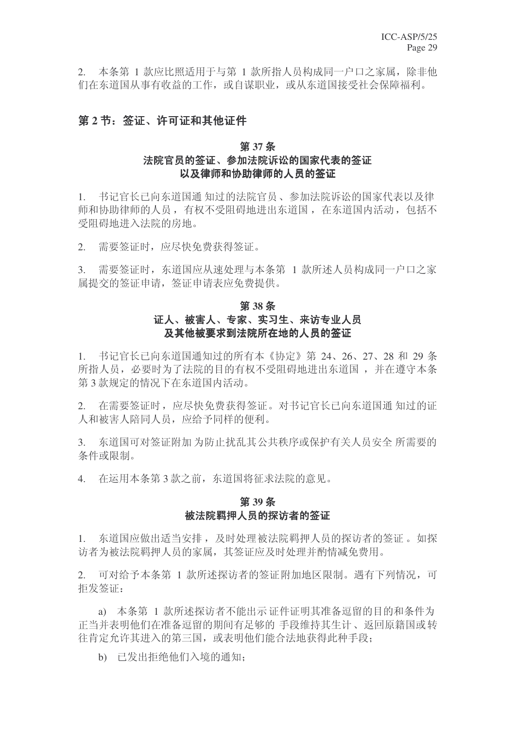2. 本条第 1 款应比照适用于与第 1 款所指人员构成同一户口之家属，除非他们在东道国从事有收益的工作，或自谋职业，或从东道国接受社会保障福利。

## 第 2 节：签证、许可证和其他证件

### 第 37 条
### 法院官员的签证、参加法院诉讼的国家代表的签证以及律师和协助律师的人员的签证

1. 书记官长已向东道国通知过的法院官员、参加法院诉讼的国家代表以及律师和协助律师的人员，有权不受阻碍地进出东道国，在东道国内活动，包括不受阻碍地进入法院的房地。

2. 需要签证时，应尽快免费获得签证。

3. 需要签证时，东道国应从速处理与本条第 1 款所述人员构成同一户口之家属提交的签证申请，签证申请表应免费提供。

### 第 38 条
### 证人、被害人、专家、实习生、来访专业人员及其他被要求到法院所在地的人员的签证

1. 书记官长已向东道国通知过的所有本《协定》第 24、26、27、28 和 29 条所指人员，必要时为了法院的目的有权不受阻碍地进出东道国，并在遵守本条第 3 款规定的情况下在东道国内活动。

2. 在需要签证时，应尽快免费获得签证。对书记官长已向东道国通知过的证人和被害人陪同人员，应给予同样的便利。

3. 东道国可对签证附加为防止扰乱其公共秩序或保护有关人员安全所需要的条件或限制。

4. 在运用本条第 3 款之前，东道国将征求法院的意见。

### 第 39 条
### 被法院羁押人员的探访者的签证

1. 东道国应做出适当安排，及时处理被法院羁押人员的探访者的签证。如探访者为被法院羁押人员的家属，其签证应及时处理并酌情减免费用。

2. 可对给予本条第 1 款所述探访者的签证附加地区限制。遇有下列情况，可拒发签证：

   a) 本条第 1 款所述探访者不能出示证件证明其准备逗留的目的和条件为正当并表明他们在准备逗留的期间有足够的手段维持其生计、返回原籍国或转往肯定允许其进入的第三国，或表明他们能合法地获得此种手段；

   b) 已发出拒绝他们入境的通知；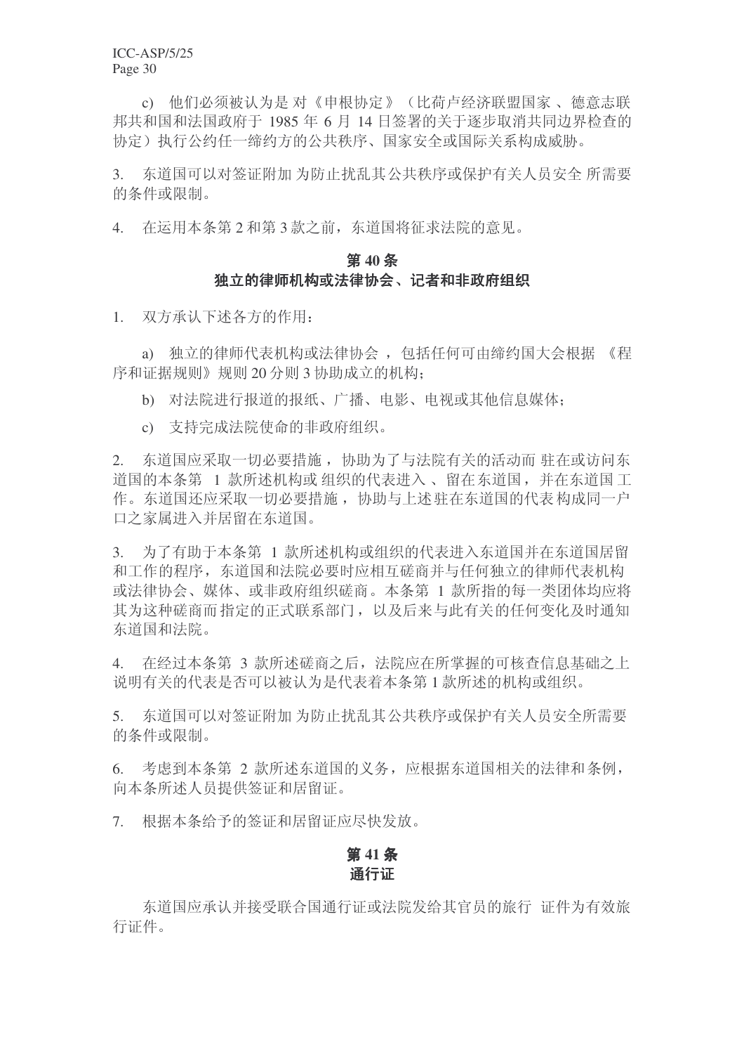c) 他们必须被认为是对《申根协定》（比荷卢经济联盟国家、德意志联邦共和国和法国政府于 1985 年 6 月 14 日签署的关于逐步取消共同边界检查的协定）执行公约任一缔约方的公共秩序、国家安全或国际关系构成威胁。

3. 东道国可以对签证附加为防止扰乱其公共秩序或保护有关人员安全所需要的条件或限制。

4. 在运用本条第 2 和第 3 款之前，东道国将征求法院的意见。

## 第 40 条
## 独立的律师机构或法律协会、记者和非政府组织

1. 双方承认下述各方的作用：

a) 独立的律师代表机构或法律协会，包括任何可由缔约国大会根据《程序和证据规则》规则 20 分则 3 协助成立的机构；

b) 对法院进行报道的报纸、广播、电影、电视或其他信息媒体；

c) 支持完成法院使命的非政府组织。

2. 东道国应采取一切必要措施，协助为了与法院有关的活动而驻在或访问东道国的本条第 1 款所述机构或组织的代表进入、留在东道国，并在东道国工作。东道国还应采取一切必要措施，协助与上述驻在东道国的代表构成同一户口之家属进入并居留在东道国。

3. 为了有助于本条第 1 款所述机构或组织的代表进入东道国并在东道国居留和工作的程序，东道国和法院必要时应相互磋商并与任何独立的律师代表机构或法律协会、媒体、或非政府组织磋商。本条第 1 款所指的每一类团体均应将其为这种磋商而指定的正式联系部门，以及后来与此有关的任何变化及时通知东道国和法院。

4. 在经过本条第 3 款所述磋商之后，法院应在所掌握的可核查信息基础之上说明有关的代表是否可以被认为是代表着本条第 1 款所述的机构或组织。

5. 东道国可以对签证附加为防止扰乱其公共秩序或保护有关人员安全所需要的条件或限制。

6. 考虑到本条第 2 款所述东道国的义务，应根据东道国相关的法律和条例，向本条所述人员提供签证和居留证。

7. 根据本条给予的签证和居留证应尽快发放。

## 第 41 条
## 通行证

东道国应承认并接受联合国通行证或法院发给其官员的旅行证件为有效旅行证件。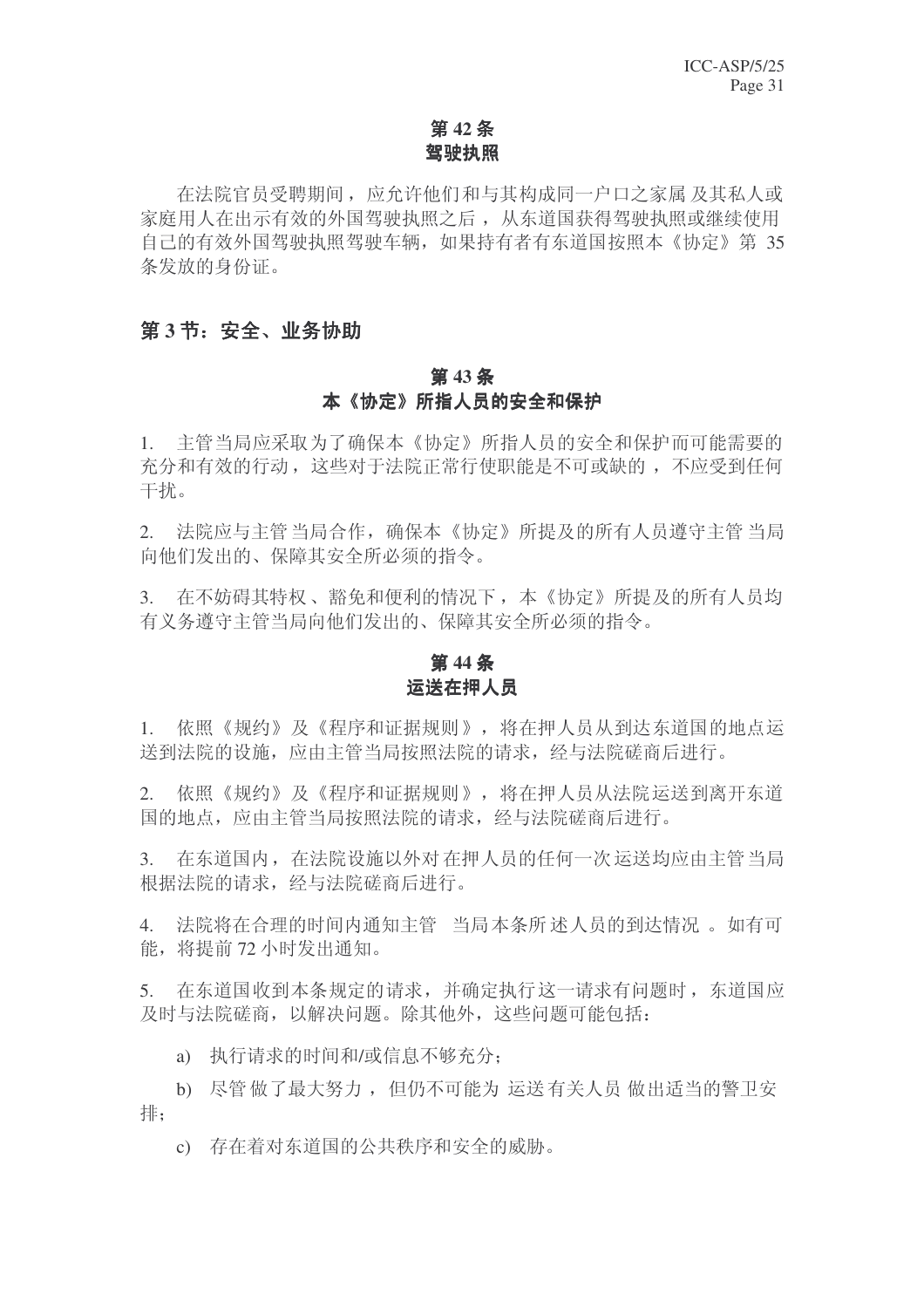### 第 42 条
### 驾驶执照

在法院官员受聘期间，应允许他们和与其构成同一户口之家属及其私人或家庭用人在出示有效的外国驾驶执照之后，从东道国获得驾驶执照或继续使用自己的有效外国驾驶执照驾驶车辆，如果持有者有东道国按照本《协定》第 35 条发放的身份证。

## 第 3 节：安全、业务协助

### 第 43 条
### 本《协定》所指人员的安全和保护

1. 主管当局应采取为了确保本《协定》所指人员的安全和保护而可能需要的充分和有效的行动，这些对于法院正常行使职能是不可或缺的，不应受到任何干扰。

2. 法院应与主管当局合作，确保本《协定》所提及的所有人员遵守主管当局向他们发出的、保障其安全所必须的指令。

3. 在不妨碍其特权、豁免和便利的情况下，本《协定》所提及的所有人员均有义务遵守主管当局向他们发出的、保障其安全所必须的指令。

### 第 44 条
### 运送在押人员

1. 依照《规约》及《程序和证据规则》，将在押人员从到达东道国的地点运送到法院的设施，应由主管当局按照法院的请求，经与法院磋商后进行。

2. 依照《规约》及《程序和证据规则》，将在押人员从法院运送到离开东道国的地点，应由主管当局按照法院的请求，经与法院磋商后进行。

3. 在东道国内，在法院设施以外对在押人员的任何一次运送均应由主管当局根据法院的请求，经与法院磋商后进行。

4. 法院将在合理的时间内通知主管当局本条所述人员的到达情况。如有可能，将提前 72 小时发出通知。

5. 在东道国收到本条规定的请求，并确定执行这一请求有问题时，东道国应及时与法院磋商，以解决问题。除其他外，这些问题可能包括：

a) 执行请求的时间和/或信息不够充分；

b) 尽管做了最大努力，但仍不可能为运送有关人员做出适当的警卫安排；

c) 存在着对东道国的公共秩序和安全的威胁。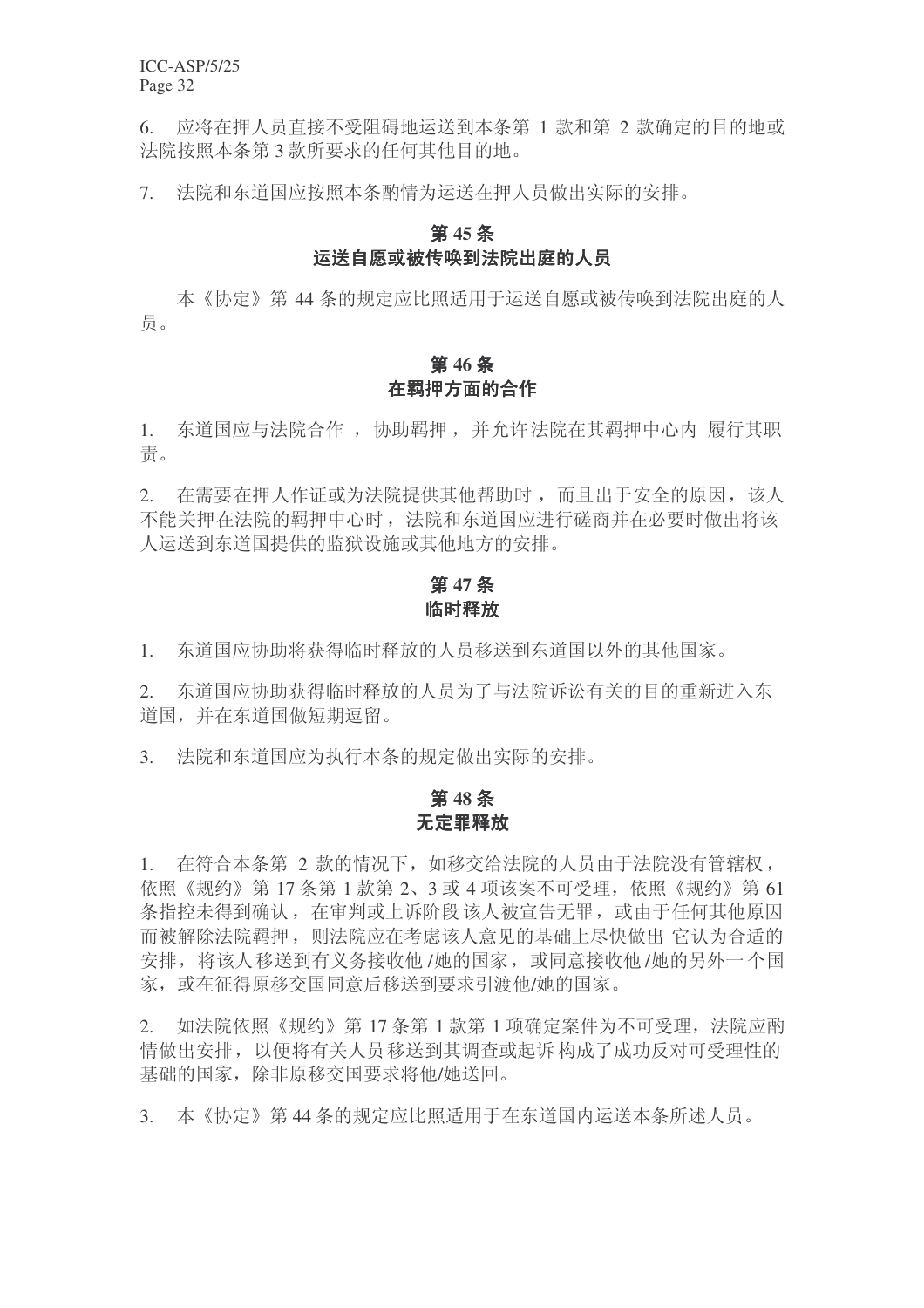6. 应将在押人员直接不受阻碍地运送到本条第 1 款和第 2 款确定的目的地或法院按照本条第 3 款所要求的任何其他目的地。

7. 法院和东道国应按照本条酌情为运送在押人员做出实际的安排。

### 第 45 条
### 运送自愿或被传唤到法院出庭的人员

本《协定》第 44 条的规定应比照适用于运送自愿或被传唤到法院出庭的人员。

### 第 46 条
### 在羁押方面的合作

1. 东道国应与法院合作，协助羁押，并允许法院在其羁押中心内履行其职责。

2. 在需要在押人作证或为法院提供其他帮助时，而且出于安全的原因，该人不能关押在法院的羁押中心时，法院和东道国应进行磋商并在必要时做出将该人运送到东道国提供的监狱设施或其他地方的安排。

### 第 47 条
### 临时释放

1. 东道国应协助将获得临时释放的人员移送到东道国以外的其他国家。

2. 东道国应协助获得临时释放的人员为了与法院诉讼有关的目的重新进入东道国，并在东道国做短期逗留。

3. 法院和东道国应为执行本条的规定做出实际的安排。

### 第 48 条
### 无定罪释放

1. 在符合本条第 2 款的情况下，如移交给法院的人员由于法院没有管辖权，依照《规约》第 17 条第 1 款第 2、3 或 4 项该案不可受理，依照《规约》第 61 条指控未得到确认，在审判或上诉阶段该人被宣告无罪，或由于任何其他原因而被解除法院羁押，则法院应在考虑该人意见的基础上尽快做出它认为合适的安排，将该人移送到有义务接收他/她的国家，或同意接收他/她的另外一个国家，或在征得原移交国同意后移送到要求引渡他/她的国家。

2. 如法院依照《规约》第 17 条第 1 款第 1 项确定案件为不可受理，法院应酌情做出安排，以便将有关人员移送到其调查或起诉构成了成功反对可受理性的基础的国家，除非原移交国要求将他/她送回。

3. 本《协定》第 44 条的规定应比照适用于在东道国内运送本条所述人员。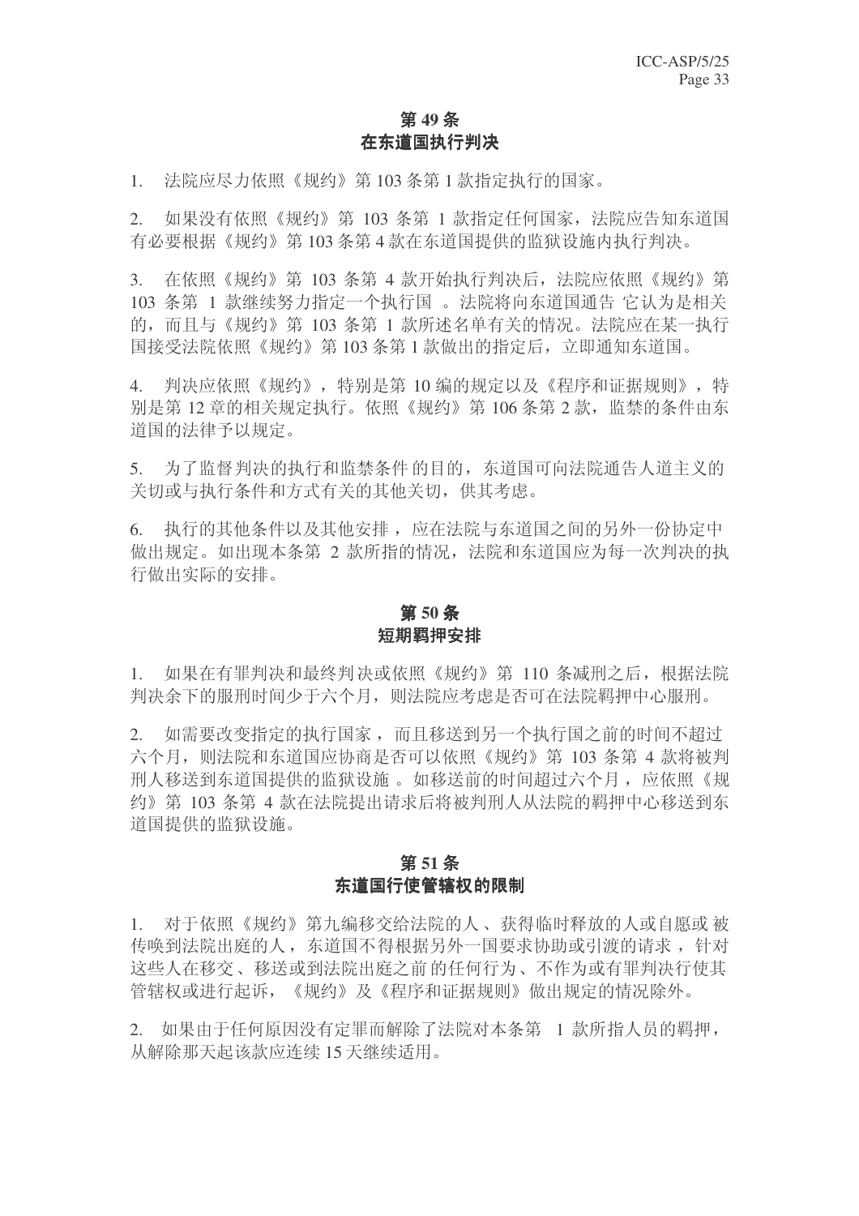## 第 49 条
## 在东道国执行判决

1. 法院应尽力依照《规约》第 103 条第 1 款指定执行的国家。

2. 如果没有依照《规约》第 103 条第 1 款指定任何国家，法院应告知东道国有必要根据《规约》第 103 条第 4 款在东道国提供的监狱设施内执行判决。

3. 在依照《规约》第 103 条第 4 款开始执行判决后，法院应依照《规约》第 103 条第 1 款继续努力指定一个执行国 。法院将向东道国通告 它认为是相关的，而且与《规约》第 103 条第 1 款所述名单有关的情况。法院应在某一执行国接受法院依照《规约》第 103 条第 1 款做出的指定后，立即通知东道国。

4. 判决应依照《规约》，特别是第 10 编的规定以及《程序和证据规则》，特别是第 12 章的相关规定执行。依照《规约》第 106 条第 2 款，监禁的条件由东道国的法律予以规定。

5. 为了监督判决的执行和监禁条件 的目的，东道国可向法院通告人道主义的关切或与执行条件和方式有关的其他关切，供其考虑。

6. 执行的其他条件以及其他安排 ，应在法院与东道国之间的另外一份协定中做出规定。如出现本条第 2 款所指的情况，法院和东道国应为每一次判决的执行做出实际的安排。

## 第 50 条
## 短期羁押安排

1. 如果在有罪判决和最终判决或依照《规约》第 110 条减刑之后，根据法院判决余下的服刑时间少于六个月，则法院应考虑是否可在法院羁押中心服刑。

2. 如需要改变指定的执行国家 ，而且移送到另一个执行国之前的时间不超过六个月，则法院和东道国应协商是否可以依照《规约》第 103 条第 4 款将被判刑人移送到东道国提供的监狱设施 。如移送前的时间超过六个月 ，应依照《规约》第 103 条第 4 款在法院提出请求后将被判刑人从法院的羁押中心移送到东道国提供的监狱设施。

## 第 51 条
## 东道国行使管辖权的限制

1. 对于依照《规约》第九编移交给法院的人 、获得临时释放的人或自愿或 被传唤到法院出庭的人 ，东道国不得根据另外一国要求协助或引渡的请求 ，针对这些人在移交 、移送或到法院出庭之前 的任何行为、不作为或有罪判决行使其管辖权或进行起诉，《规约》及《程序和证据规则》做出规定的情况除外。

2. 如果由于任何原因没有定罪而解除了法院对本条第 1 款所指人员的羁押，从解除那天起该款应连续 15 天继续适用。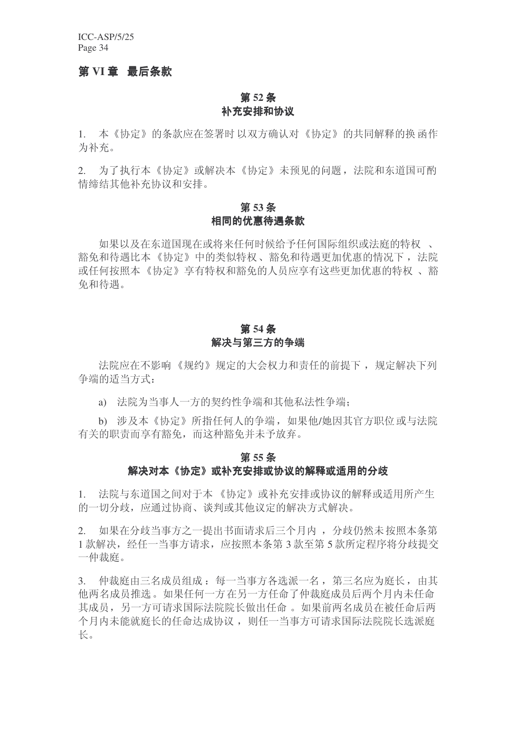## 第 VI 章 最后条款

### 第 52 条
### 补充安排和协议

1. 本《协定》的条款应在签署时以双方确认对《协定》的共同解释的换函作为补充。

2. 为了执行本《协定》或解决本《协定》未预见的问题，法院和东道国可酌情缔结其他补充协议和安排。

### 第 53 条
### 相同的优惠待遇条款

如果以及在东道国现在或将来任何时候给予任何国际组织或法庭的特权、豁免和待遇比本《协定》中的类似特权、豁免和待遇更加优惠的情况下，法院或任何按照本《协定》享有特权和豁免的人员应享有这些更加优惠的特权、豁免和待遇。

### 第 54 条
### 解决与第三方的争端

法院应在不影响《规约》规定的大会权力和责任的前提下，规定解决下列争端的适当方式：

a) 法院为当事人一方的契约性争端和其他私法性争端；

b) 涉及本《协定》所指任何人的争端，如果他/她因其官方职位或与法院有关的职责而享有豁免，而这种豁免并未予放弃。

### 第 55 条
### 解决对本《协定》或补充安排或协议的解释或适用的分歧

1. 法院与东道国之间对于本《协定》或补充安排或协议的解释或适用所产生的一切分歧，应通过协商、谈判或其他议定的解决方式解决。

2. 如果在分歧当事方之一提出书面请求后三个月内，分歧仍然未按照本条第 1 款解决，经任一当事方请求，应按照本条第 3 款至第 5 款所定程序将分歧提交一仲裁庭。

3. 仲裁庭由三名成员组成：每一当事方各选派一名，第三名应为庭长，由其他两名成员推选。如果任何一方在另一方任命了仲裁庭成员后两个月内未任命其成员，另一方可请求国际法院院长做出任命。如果前两名成员在被任命后两个月内未能就庭长的任命达成协议，则任一当事方可请求国际法院院长选派庭长。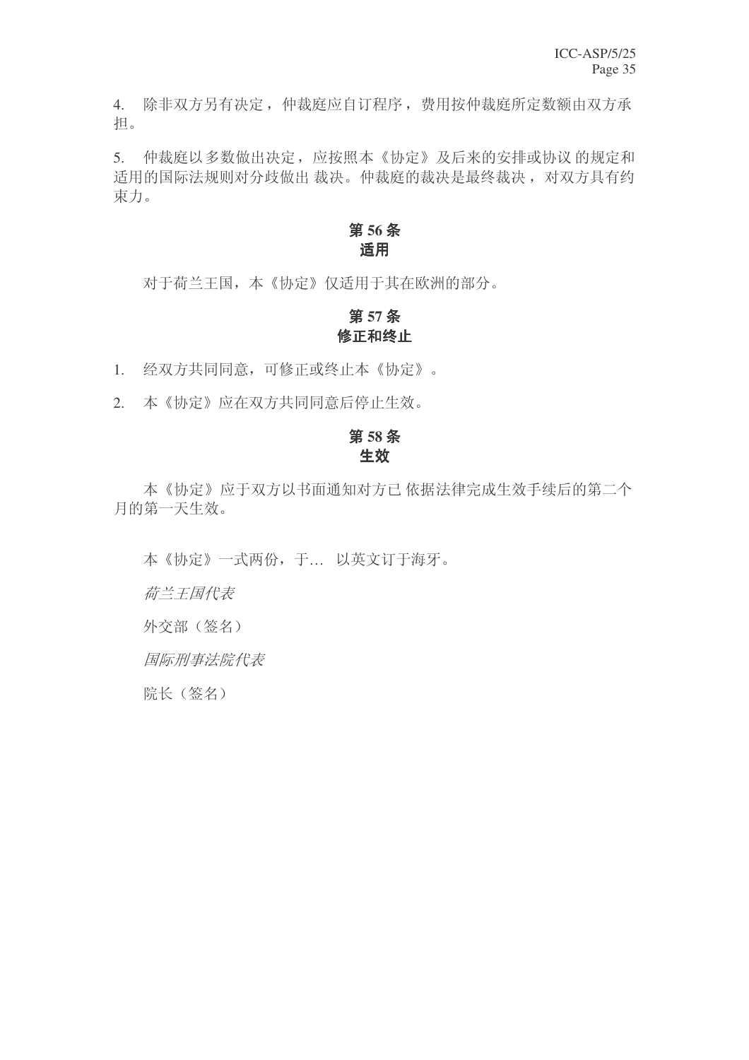4. 除非双方另有决定，仲裁庭应自订程序，费用按仲裁庭所定数额由双方承担。

5. 仲裁庭以多数做出决定，应按照本《协定》及后来的安排或协议的规定和适用的国际法规则对分歧做出裁决。仲裁庭的裁决是最终裁决，对双方具有约束力。

### 第 56 条
### 适用

对于荷兰王国，本《协定》仅适用于其在欧洲的部分。

### 第 57 条
### 修正和终止

1. 经双方共同同意，可修正或终止本《协定》。

2. 本《协定》应在双方共同同意后停止生效。

### 第 58 条
### 生效

本《协定》应于双方以书面通知对方已依据法律完成生效手续后的第二个月的第一天生效。

本《协定》一式两份，于… 以英文订于海牙。

*荷兰王国代表*

外交部（签名）

*国际刑事法院代表*

院长（签名）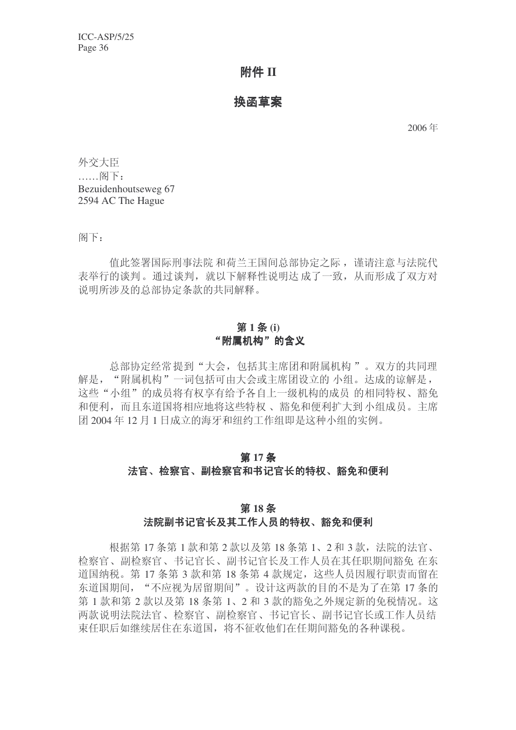# 附件 II

## 换函草案

2006 年

外交大臣
……阁下：
Bezuidenhoutseweg 67
2594 AC The Hague

阁下：

值此签署国际刑事法院 和荷兰王国间总部协定之际，谨请注意与法院代表举行的谈判。通过谈判，就以下解释性说明达 成了一致，从而形成了双方对说明所涉及的总部协定条款的共同解释。

### 第 1 条 (i)
### “附属机构”的含义

总部协定经常提到“大会，包括其主席团和附属机构 ”。双方的共同理解是，“附属机构”一词包括可由大会或主席团设立的 小组。达成的谅解是，这些“小组”的成员将有权享有给予各自上一级机构的成员 的相同特权、豁免和便利，而且东道国将相应地将这些特权 、豁免和便利扩大到 小组成员。主席团 2004 年 12 月 1 日成立的海牙和纽约工作组即是这种小组的实例。

### 第 17 条
### 法官、检察官、副检察官和书记官长的特权、豁免和便利

### 第 18 条
### 法院副书记官长及其工作人员的特权、豁免和便利

根据第 17 条第 1 款和第 2 款以及第 18 条第 1、2 和 3 款，法院的法官、检察官、副检察官、书记官长、副书记官长及工作人员在其任职期间豁免 在东道国纳税。第 17 条第 3 款和第 18 条第 4 款规定，这些人员因履行职责而留在东道国期间，“不应视为居留期间”。设计这两款的目的不是为了在第 17 条的第 1 款和第 2 款以及第 18 条第 1、2 和 3 款的豁免之外规定新的免税情况。这两款说明法院法官、检察官、副检察官、书记官长、副书记官长或工作人员结束任职后如继续居住在东道国，将不征收他们在任期间豁免的各种课税。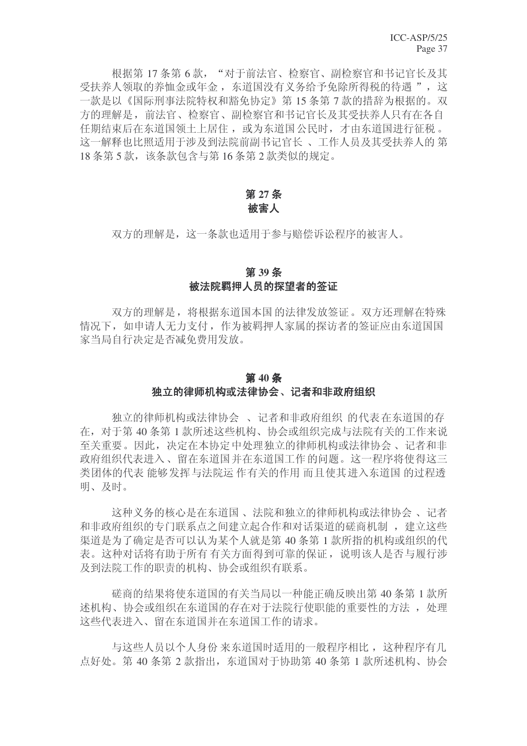根据第 17 条第 6 款，“对于前法官、检察官、副检察官和书记官长及其受扶养人领取的养恤金或年金，东道国没有义务给予免除所得税的待遇”，这一款是以《国际刑事法院特权和豁免协定》第 15 条第 7 款的措辞为根据的。双方的理解是，前法官、检察官、副检察官和书记官长及其受扶养人只有在各自任期结束后在东道国领土上居住，或为东道国公民时，才由东道国进行征税。这一解释也比照适用于涉及到法院前副书记官长、工作人员及其受扶养人的第 18 条第 5 款，该条款包含与第 16 条第 2 款类似的规定。

## 第 27 条
## 被害人

双方的理解是，这一条款也适用于参与赔偿诉讼程序的被害人。

## 第 39 条
## 被法院羁押人员的探望者的签证

双方的理解是，将根据东道国本国的法律发放签证。双方还理解在特殊情况下，如申请人无力支付，作为被羁押人家属的探访者的签证应由东道国国家当局自行决定是否减免费用发放。

## 第 40 条
## 独立的律师机构或法律协会、记者和非政府组织

独立的律师机构或法律协会、记者和非政府组织的代表在东道国的存在，对于第 40 条第 1 款所述这些机构、协会或组织完成与法院有关的工作来说至关重要。因此，决定在本协定中处理独立的律师机构或法律协会、记者和非政府组织代表进入、留在东道国并在东道国工作的问题。这一程序将使得这三类团体的代表能够发挥与法院运作有关的作用而且使其进入东道国的过程透明、及时。

这种义务的核心是在东道国、法院和独立的律师机构或法律协会、记者和非政府组织的专门联系点之间建立起合作和对话渠道的磋商机制，建立这些渠道是为了确定是否可以认为某个人就是第 40 条第 1 款所指的机构或组织的代表。这种对话将有助于所有有关方面得到可靠的保证，说明该人是否与履行涉及到法院工作的职责的机构、协会或组织有联系。

磋商的结果将使东道国的有关当局以一种能正确反映出第 40 条第 1 款所述机构、协会或组织在东道国的存在对于法院行使职能的重要性的方法，处理这些代表进入、留在东道国并在东道国工作的请求。

与这些人员以个人身份来东道国时适用的一般程序相比，这种程序有几点好处。第 40 条第 2 款指出，东道国对于协助第 40 条第 1 款所述机构、协会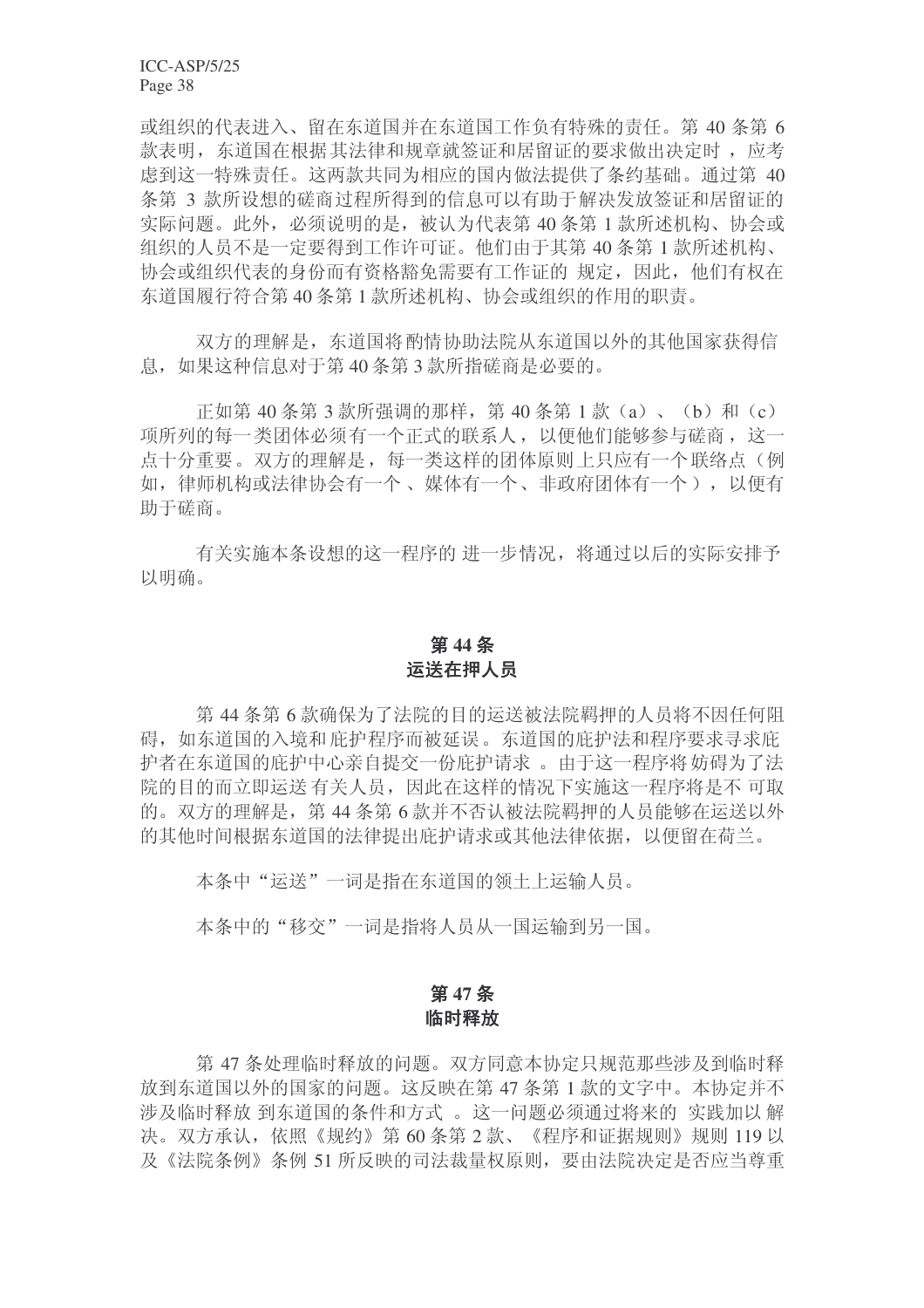或组织的代表进入、留在东道国并在东道国工作负有特殊的责任。第 40 条第 6 款表明，东道国在根据其法律和规章就签证和居留证的要求做出决定时，应考虑到这一特殊责任。这两款共同为相应的国内做法提供了条约基础。通过第 40 条第 3 款所设想的磋商过程所得到的信息可以有助于解决发放签证和居留证的实际问题。此外，必须说明的是，被认为代表第 40 条第 1 款所述机构、协会或组织的人员不是一定要得到工作许可证。他们由于其第 40 条第 1 款所述机构、协会或组织代表的身份而有资格豁免需要有工作证的规定，因此，他们有权在东道国履行符合第 40 条第 1 款所述机构、协会或组织的作用的职责。

双方的理解是，东道国将酌情协助法院从东道国以外的其他国家获得信息，如果这种信息对于第 40 条第 3 款所指磋商是必要的。

正如第 40 条第 3 款所强调的那样，第 40 条第 1 款（a）、（b）和（c）项所列的每一类团体必须有一个正式的联系人，以便他们能够参与磋商，这一点十分重要。双方的理解是，每一类这样的团体原则上只应有一个联络点（例如，律师机构或法律协会有一个、媒体有一个、非政府团体有一个），以便有助于磋商。

有关实施本条设想的这一程序的进一步情况，将通过以后的实际安排予以明确。

## 第 44 条
## 运送在押人员

第 44 条第 6 款确保为了法院的目的运送被法院羁押的人员将不因任何阻碍，如东道国的入境和庇护程序而被延误。东道国的庇护法和程序要求寻求庇护者在东道国的庇护中心亲自提交一份庇护请求。由于这一程序将妨碍为了法院的目的而立即运送有关人员，因此在这样的情况下实施这一程序将是不可取的。双方的理解是，第 44 条第 6 款并不否认被法院羁押的人员能够在运送以外的其他时间根据东道国的法律提出庇护请求或其他法律依据，以便留在荷兰。

本条中“运送”一词是指在东道国的领土上运输人员。

本条中的“移交”一词是指将人员从一国运输到另一国。

## 第 47 条
## 临时释放

第 47 条处理临时释放的问题。双方同意本协定只规范那些涉及到临时释放到东道国以外的国家的问题。这反映在第 47 条第 1 款的文字中。本协定并不涉及临时释放到东道国的条件和方式。这一问题必须通过将来的实践加以解决。双方承认，依照《规约》第 60 条第 2 款、《程序和证据规则》规则 119 以及《法院条例》条例 51 所反映的司法裁量权原则，要由法院决定是否应当尊重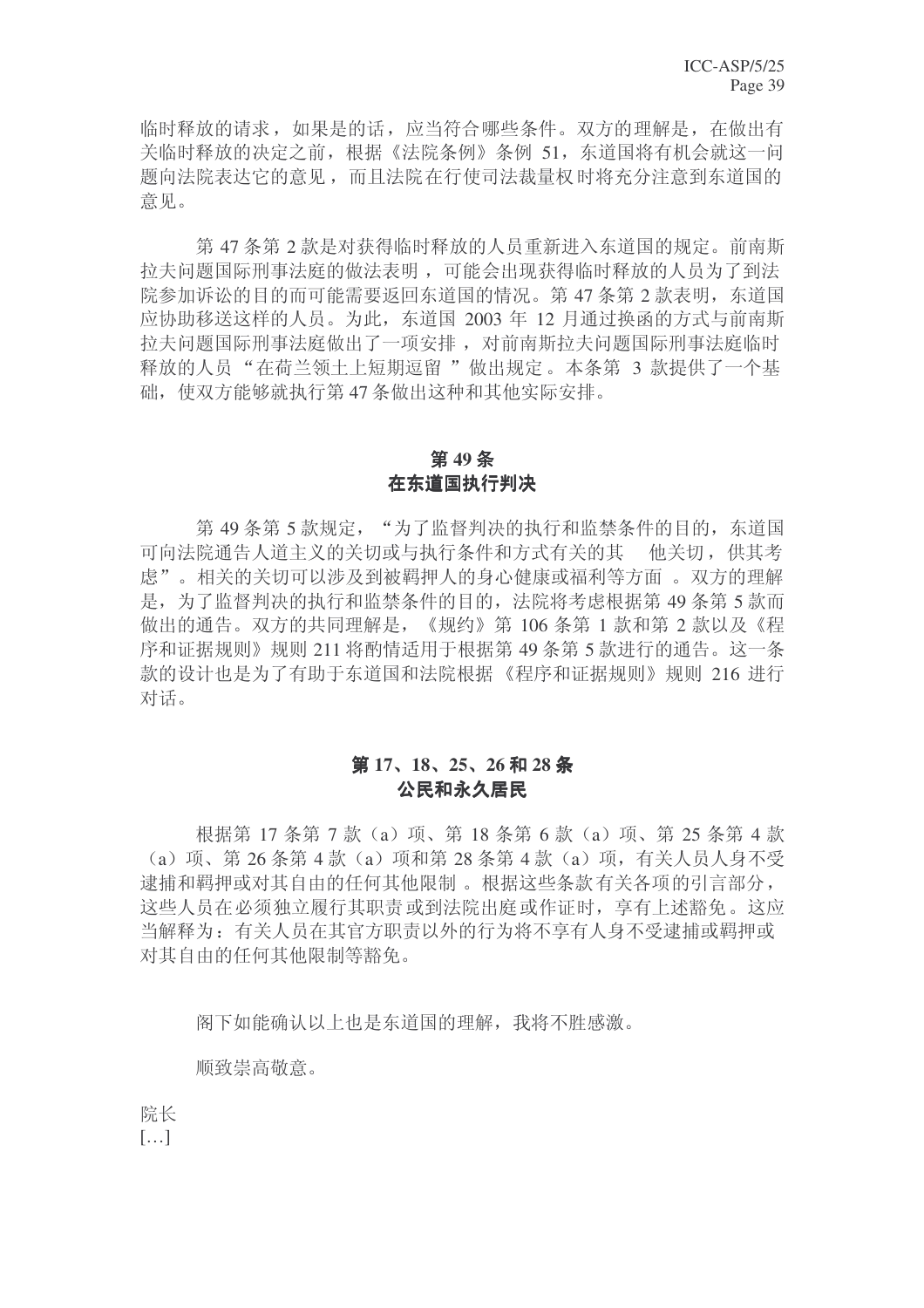临时释放的请求，如果是的话，应当符合哪些条件。双方的理解是，在做出有关临时释放的决定之前，根据《法院条例》条例 51，东道国将有机会就这一问题向法院表达它的意见，而且法院在行使司法裁量权时将充分注意到东道国的意见。

第 47 条第 2 款是对获得临时释放的人员重新进入东道国的规定。前南斯拉夫问题国际刑事法庭的做法表明，可能会出现获得临时释放的人员为了到法院参加诉讼的目的而可能需要返回东道国的情况。第 47 条第 2 款表明，东道国应协助移送这样的人员。为此，东道国 2003 年 12 月通过换函的方式与前南斯拉夫问题国际刑事法庭做出了一项安排，对前南斯拉夫问题国际刑事法庭临时释放的人员“在荷兰领土上短期逗留”做出规定。本条第 3 款提供了一个基础，使双方能够就执行第 47 条做出这种和其他实际安排。

## 第 49 条
## 在东道国执行判决

第 49 条第 5 款规定，“为了监督判决的执行和监禁条件的目的，东道国可向法院通告人道主义的关切或与执行条件和方式有关的其他关切，供其考虑”。相关的关切可以涉及到被羁押人的身心健康或福利等方面。双方的理解是，为了监督判决的执行和监禁条件的目的，法院将考虑根据第 49 条第 5 款而做出的通告。双方的共同理解是，《规约》第 106 条第 1 款和第 2 款以及《程序和证据规则》规则 211 将酌情适用于根据第 49 条第 5 款进行的通告。这一条款的设计也是为了有助于东道国和法院根据《程序和证据规则》规则 216 进行对话。

## 第 17、18、25、26 和 28 条
## 公民和永久居民

根据第 17 条第 7 款（a）项、第 18 条第 6 款（a）项、第 25 条第 4 款（a）项、第 26 条第 4 款（a）项和第 28 条第 4 款（a）项，有关人员人身不受逮捕和羁押或对其自由的任何其他限制。根据这些条款有关各项的引言部分，这些人员在必须独立履行其职责或到法院出庭或作证时，享有上述豁免。这应当解释为：有关人员在其官方职责以外的行为将不享有人身不受逮捕或羁押或对其自由的任何其他限制等豁免。

阁下如能确认以上也是东道国的理解，我将不胜感激。

顺致崇高敬意。

院长
[…]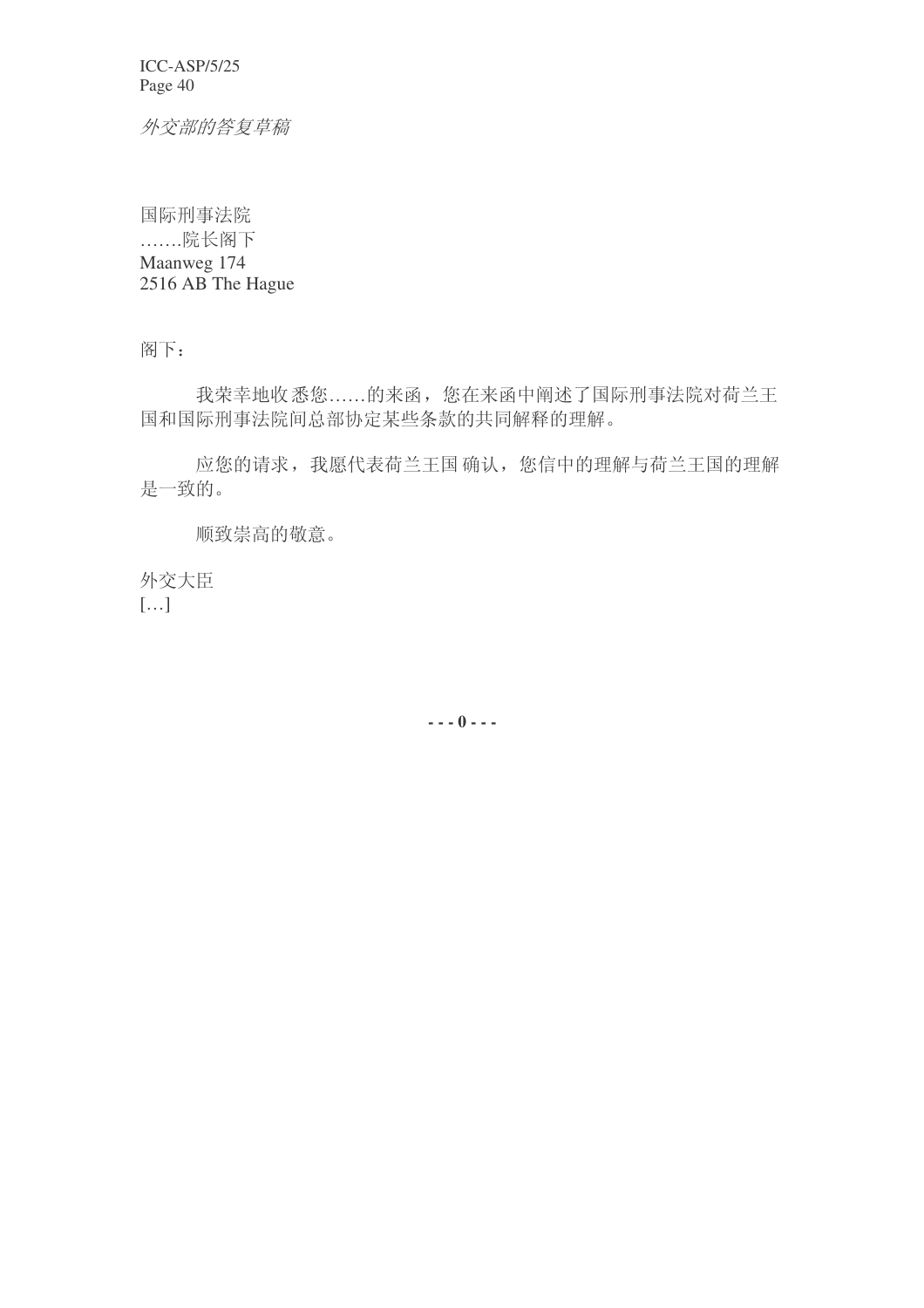*外交部的答复草稿*

国际刑事法院
…….院长阁下
Maanweg 174
2516 AB The Hague

阁下：

我荣幸地收悉您……的来函，您在来函中阐述了国际刑事法院对荷兰王国和国际刑事法院间总部协定某些条款的共同解释的理解。

应您的请求，我愿代表荷兰王国确认，您信中的理解与荷兰王国的理解是一致的。

顺致崇高的敬意。

外交大臣
[…]

**- - - 0 - - -**